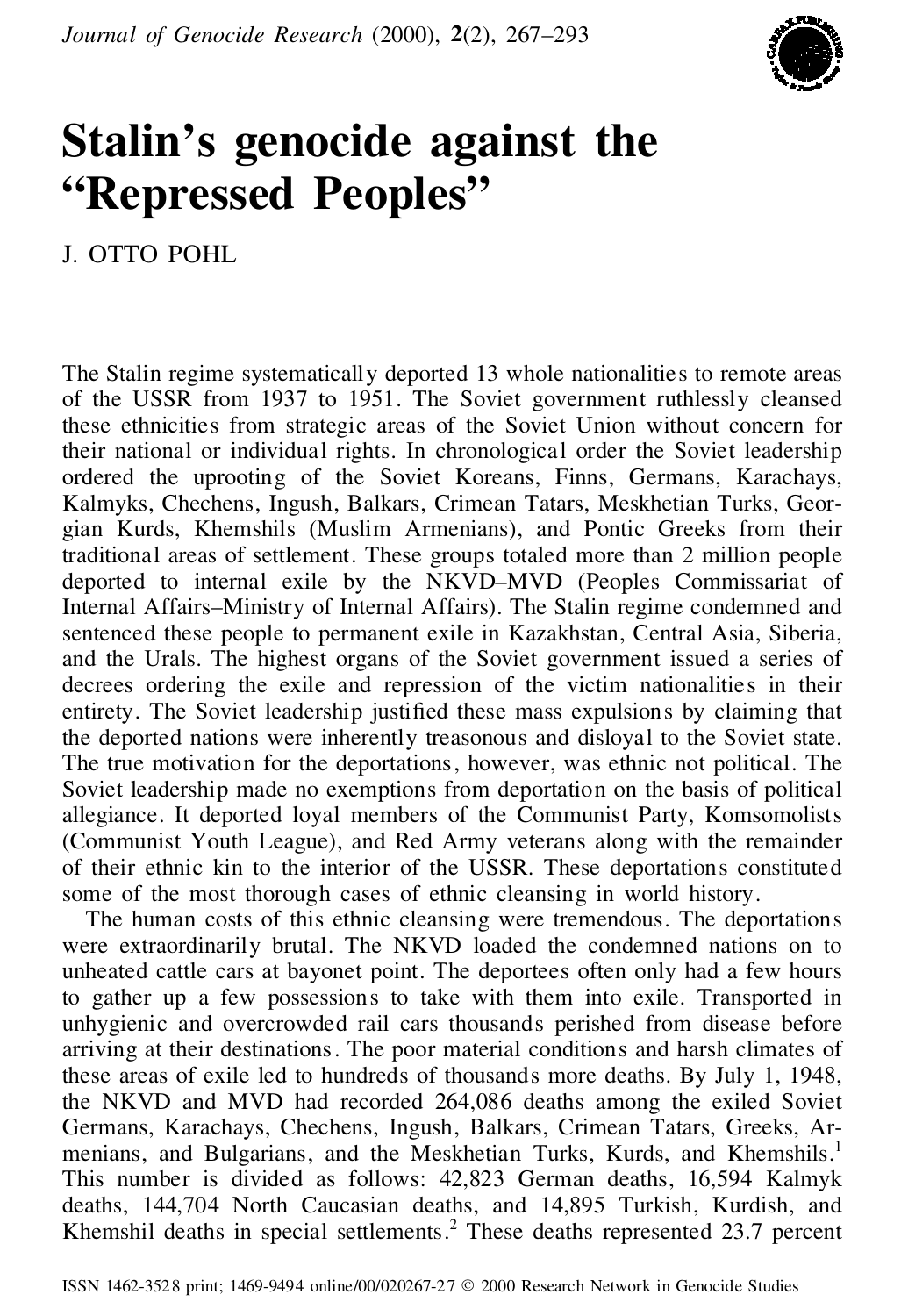# Stalin's genocide against the "Repressed Peoples"

J. OTTO POHL

The Stalin regime systematically deported 13 whole nationalities to remote areas of the USSR from 1937 to 1951. The Soviet government ruthlessly cleansed these ethnicities from strategic areas of the Soviet Union without concern for their national or individual rights. In chronological order the Soviet leadership ordered the uprooting of the Soviet Koreans, Finns, Germans, Karachays, Kalmyks, Chechens, Ingush, Balkars, Crimean Tatars, Meskhetian Turks, Georgian Kurds, Khemshils (Muslim Armenians), and Pontic Greeks from their traditional areas of settlement. These groups totaled more than 2 million people deported to internal exile by the NKVD–MVD (Peoples Commissariat of Internal Affairs–Ministry of Internal Affairs). The Stalin regime condemned and sentenced these people to permanent exile in Kazakhstan, Central Asia, Siberia, and the Urals. The highest organs of the Soviet government issued a series of decrees ordering the exile and repression of the victim nationalities in their entirety. The Soviet leadership justified these mass expulsions by claiming that the deported nations were inherently treasonous and disloyal to the Soviet state. The true motivation for the deportations, however, was ethnic not political. The Soviet leadership made no exemptions from deportation on the basis of political allegiance. It deported loyal members of the Communist Party, Komsomolists (Communist Youth League), and Red Army veterans along with the remainder of their ethnic kin to the interior of the USSR. These deportations constituted some of the most thorough cases of ethnic cleansing in world history.

The human costs of this ethnic cleansing were tremendous. The deportations were extraordinarily brutal. The NKVD loaded the condemned nations on to unheated cattle cars at bayonet point. The deportees often only had a few hours to gather up a few possessions to take with them into exile. Transported in unhygienic and overcrowded rail cars thousands perished from disease before arriving at their destinations. The poor material conditions and harsh climates of these areas of exile led to hundreds of thousands more deaths. By July 1, 1948, the NKVD and MVD had recorded 264,086 deaths among the exiled Soviet Germans, Karachays, Chechens, Ingush, Balkars, Crimean Tatars, Greeks, Armenians, and Bulgarians, and the Meskhetian Turks, Kurds, and Khemshils.[1] This number is divided as follows: 42,823 German deaths, 16,594 Kalmyk deaths, 144,704 North Caucasian deaths, and 14,895 Turkish, Kurdish, and Khemshil deaths in special settlements.[2] These deaths represented 23.7 percent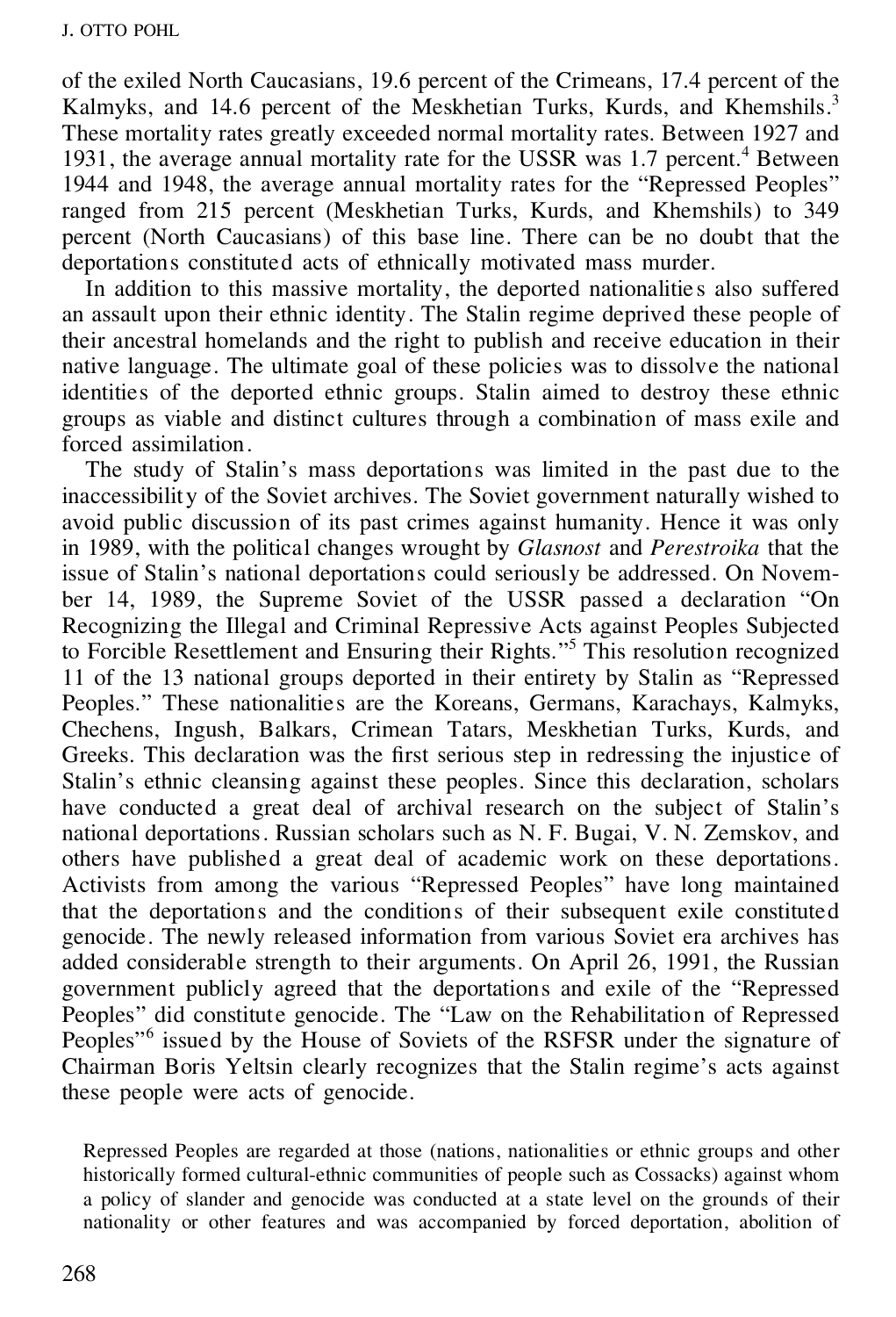of the exiled North Caucasians, 19.6 percent of the Crimeans, 17.4 percent of the Kalmyks, and 14.6 percent of the Meskhetian Turks, Kurds, and Khemshils.[3] These mortality rates greatly exceeded normal mortality rates. Between 1927 and 1931, the average annual mortality rate for the USSR was 1.7 percent.[4] Between 1944 and 1948, the average annual mortality rates for the "Repressed Peoples" ranged from 215 percent (Meskhetian Turks, Kurds, and Khemshils) to 349 percent (North Caucasians) of this base line. There can be no doubt that the deportations constituted acts of ethnically motivated mass murder.

In addition to this massive mortality, the deported nationalities also suffered an assault upon their ethnic identity. The Stalin regime deprived these people of their ancestral homelands and the right to publish and receive education in their native language. The ultimate goal of these policies was to dissolve the national identities of the deported ethnic groups. Stalin aimed to destroy these ethnic groups as viable and distinct cultures through a combination of mass exile and forced assimilation.

The study of Stalin's mass deportations was limited in the past due to the inaccessibility of the Soviet archives. The Soviet government naturally wished to avoid public discussion of its past crimes against humanity. Hence it was only in 1989, with the political changes wrought by *Glasnost* and *Perestroika* that the issue of Stalin's national deportations could seriously be addressed. On November 14, 1989, the Supreme Soviet of the USSR passed a declaration "On Recognizing the Illegal and Criminal Repressive Acts against Peoples Subjected to Forcible Resettlement and Ensuring their Rights."[5] This resolution recognized 11 of the 13 national groups deported in their entirety by Stalin as "Repressed Peoples." These nationalities are the Koreans, Germans, Karachays, Kalmyks, Chechens, Ingush, Balkars, Crimean Tatars, Meskhetian Turks, Kurds, and Greeks. This declaration was the first serious step in redressing the injustice of Stalin's ethnic cleansing against these peoples. Since this declaration, scholars have conducted a great deal of archival research on the subject of Stalin's national deportations. Russian scholars such as N. F. Bugai, V. N. Zemskov, and others have published a great deal of academic work on these deportations. Activists from among the various "Repressed Peoples" have long maintained that the deportations and the conditions of their subsequent exile constituted genocide. The newly released information from various Soviet era archives has added considerable strength to their arguments. On April 26, 1991, the Russian government publicly agreed that the deportations and exile of the "Repressed Peoples" did constitute genocide. The "Law on the Rehabilitation of Repressed Peoples"[6] issued by the House of Soviets of the RSFSR under the signature of Chairman Boris Yeltsin clearly recognizes that the Stalin regime's acts against these people were acts of genocide.

> Repressed Peoples are regarded at those (nations, nationalities or ethnic groups and other historically formed cultural-ethnic communities of people such as Cossacks) against whom a policy of slander and genocide was conducted at a state level on the grounds of their nationality or other features and was accompanied by forced deportation, abolition of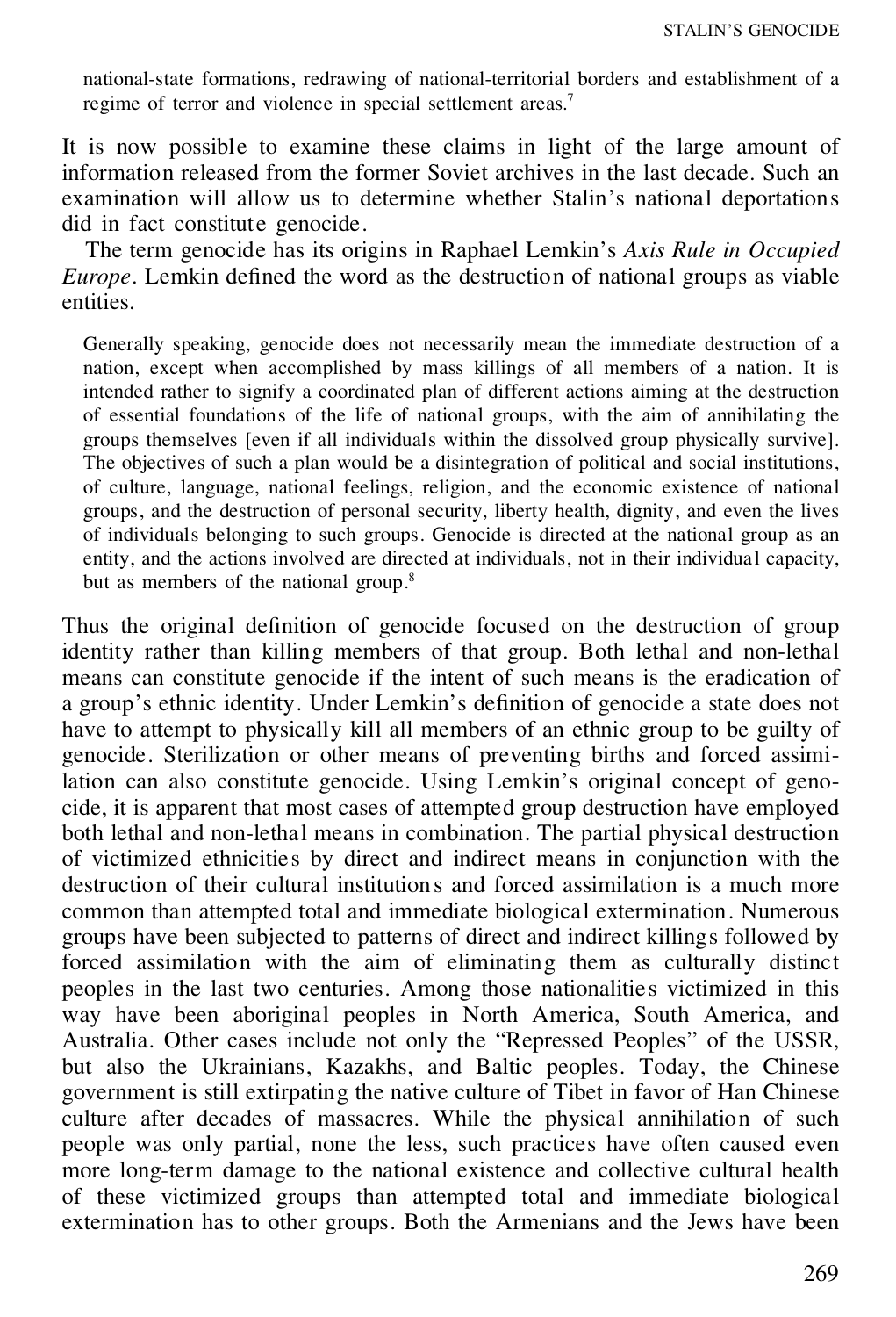> national-state formations, redrawing of national-territorial borders and establishment of a regime of terror and violence in special settlement areas.[7]

It is now possible to examine these claims in light of the large amount of information released from the former Soviet archives in the last decade. Such an examination will allow us to determine whether Stalin's national deportations did in fact constitute genocide.

The term genocide has its origins in Raphael Lemkin's *Axis Rule in Occupied Europe*. Lemkin defined the word as the destruction of national groups as viable entities.

> Generally speaking, genocide does not necessarily mean the immediate destruction of a nation, except when accomplished by mass killings of all members of a nation. It is intended rather to signify a coordinated plan of different actions aiming at the destruction of essential foundations of the life of national groups, with the aim of annihilating the groups themselves [even if all individuals within the dissolved group physically survive]. The objectives of such a plan would be a disintegration of political and social institutions, of culture, language, national feelings, religion, and the economic existence of national groups, and the destruction of personal security, liberty health, dignity, and even the lives of individuals belonging to such groups. Genocide is directed at the national group as an entity, and the actions involved are directed at individuals, not in their individual capacity, but as members of the national group.[8]

Thus the original definition of genocide focused on the destruction of group identity rather than killing members of that group. Both lethal and non-lethal means can constitute genocide if the intent of such means is the eradication of a group's ethnic identity. Under Lemkin's definition of genocide a state does not have to attempt to physically kill all members of an ethnic group to be guilty of genocide. Sterilization or other means of preventing births and forced assimilation can also constitute genocide. Using Lemkin's original concept of genocide, it is apparent that most cases of attempted group destruction have employed both lethal and non-lethal means in combination. The partial physical destruction of victimized ethnicities by direct and indirect means in conjunction with the destruction of their cultural institutions and forced assimilation is a much more common than attempted total and immediate biological extermination. Numerous groups have been subjected to patterns of direct and indirect killings followed by forced assimilation with the aim of eliminating them as culturally distinct peoples in the last two centuries. Among those nationalities victimized in this way have been aboriginal peoples in North America, South America, and Australia. Other cases include not only the "Repressed Peoples" of the USSR, but also the Ukrainians, Kazakhs, and Baltic peoples. Today, the Chinese government is still extirpating the native culture of Tibet in favor of Han Chinese culture after decades of massacres. While the physical annihilation of such people was only partial, none the less, such practices have often caused even more long-term damage to the national existence and collective cultural health of these victimized groups than attempted total and immediate biological extermination has to other groups. Both the Armenians and the Jews have been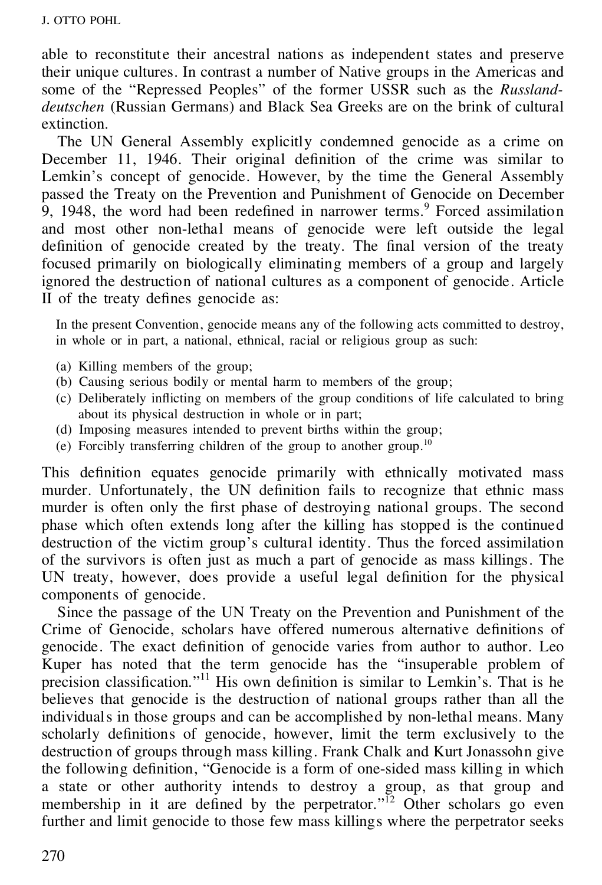able to reconstitute their ancestral nations as independent states and preserve their unique cultures. In contrast a number of Native groups in the Americas and some of the "Repressed Peoples" of the former USSR such as the *Russland-deutschen* (Russian Germans) and Black Sea Greeks are on the brink of cultural extinction.

The UN General Assembly explicitly condemned genocide as a crime on December 11, 1946. Their original definition of the crime was similar to Lemkin's concept of genocide. However, by the time the General Assembly passed the Treaty on the Prevention and Punishment of Genocide on December 9, 1948, the word had been redefined in narrower terms.[9] Forced assimilation and most other non-lethal means of genocide were left outside the legal definition of genocide created by the treaty. The final version of the treaty focused primarily on biologically eliminating members of a group and largely ignored the destruction of national cultures as a component of genocide. Article II of the treaty defines genocide as:

> In the present Convention, genocide means any of the following acts committed to destroy, in whole or in part, a national, ethnical, racial or religious group as such:
>
> (a) Killing members of the group;
> (b) Causing serious bodily or mental harm to members of the group;
> (c) Deliberately inflicting on members of the group conditions of life calculated to bring about its physical destruction in whole or in part;
> (d) Imposing measures intended to prevent births within the group;
> (e) Forcibly transferring children of the group to another group.[10]

This definition equates genocide primarily with ethnically motivated mass murder. Unfortunately, the UN definition fails to recognize that ethnic mass murder is often only the first phase of destroying national groups. The second phase which often extends long after the killing has stopped is the continued destruction of the victim group's cultural identity. Thus the forced assimilation of the survivors is often just as much a part of genocide as mass killings. The UN treaty, however, does provide a useful legal definition for the physical components of genocide.

Since the passage of the UN Treaty on the Prevention and Punishment of the Crime of Genocide, scholars have offered numerous alternative definitions of genocide. The exact definition of genocide varies from author to author. Leo Kuper has noted that the term genocide has the "insuperable problem of precision classification."[11] His own definition is similar to Lemkin's. That is he believes that genocide is the destruction of national groups rather than all the individuals in those groups and can be accomplished by non-lethal means. Many scholarly definitions of genocide, however, limit the term exclusively to the destruction of groups through mass killing. Frank Chalk and Kurt Jonassohn give the following definition, "Genocide is a form of one-sided mass killing in which a state or other authority intends to destroy a group, as that group and membership in it are defined by the perpetrator."[12] Other scholars go even further and limit genocide to those few mass killings where the perpetrator seeks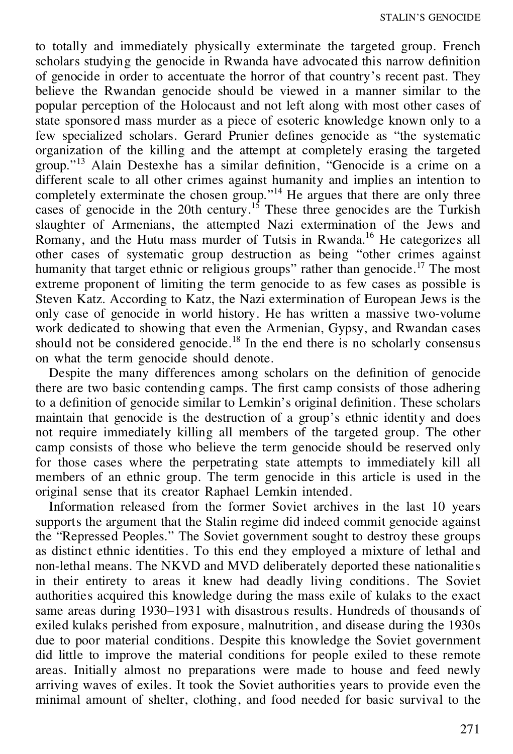to totally and immediately physically exterminate the targeted group. French scholars studying the genocide in Rwanda have advocated this narrow definition of genocide in order to accentuate the horror of that country's recent past. They believe the Rwandan genocide should be viewed in a manner similar to the popular perception of the Holocaust and not left along with most other cases of state sponsored mass murder as a piece of esoteric knowledge known only to a few specialized scholars. Gerard Prunier defines genocide as "the systematic organization of the killing and the attempt at completely erasing the targeted group."[13] Alain Destexhe has a similar definition, "Genocide is a crime on a different scale to all other crimes against humanity and implies an intention to completely exterminate the chosen group."[14] He argues that there are only three cases of genocide in the 20th century.[15] These three genocides are the Turkish slaughter of Armenians, the attempted Nazi extermination of the Jews and Romany, and the Hutu mass murder of Tutsis in Rwanda.[16] He categorizes all other cases of systematic group destruction as being "other crimes against humanity that target ethnic or religious groups" rather than genocide.[17] The most extreme proponent of limiting the term genocide to as few cases as possible is Steven Katz. According to Katz, the Nazi extermination of European Jews is the only case of genocide in world history. He has written a massive two-volume work dedicated to showing that even the Armenian, Gypsy, and Rwandan cases should not be considered genocide.[18] In the end there is no scholarly consensus on what the term genocide should denote.

Despite the many differences among scholars on the definition of genocide there are two basic contending camps. The first camp consists of those adhering to a definition of genocide similar to Lemkin's original definition. These scholars maintain that genocide is the destruction of a group's ethnic identity and does not require immediately killing all members of the targeted group. The other camp consists of those who believe the term genocide should be reserved only for those cases where the perpetrating state attempts to immediately kill all members of an ethnic group. The term genocide in this article is used in the original sense that its creator Raphael Lemkin intended.

Information released from the former Soviet archives in the last 10 years supports the argument that the Stalin regime did indeed commit genocide against the "Repressed Peoples." The Soviet government sought to destroy these groups as distinct ethnic identities. To this end they employed a mixture of lethal and non-lethal means. The NKVD and MVD deliberately deported these nationalities in their entirety to areas it knew had deadly living conditions. The Soviet authorities acquired this knowledge during the mass exile of kulaks to the exact same areas during 1930–1931 with disastrous results. Hundreds of thousands of exiled kulaks perished from exposure, malnutrition, and disease during the 1930s due to poor material conditions. Despite this knowledge the Soviet government did little to improve the material conditions for people exiled to these remote areas. Initially almost no preparations were made to house and feed newly arriving waves of exiles. It took the Soviet authorities years to provide even the minimal amount of shelter, clothing, and food needed for basic survival to the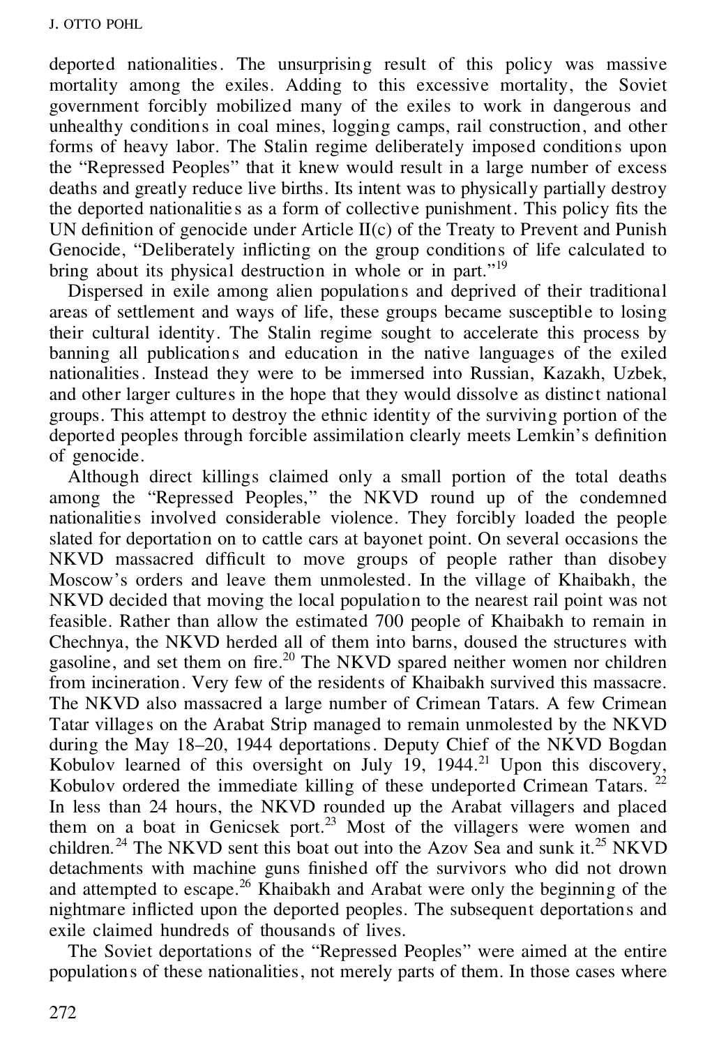deported nationalities. The unsurprising result of this policy was massive mortality among the exiles. Adding to this excessive mortality, the Soviet government forcibly mobilized many of the exiles to work in dangerous and unhealthy conditions in coal mines, logging camps, rail construction, and other forms of heavy labor. The Stalin regime deliberately imposed conditions upon the "Repressed Peoples" that it knew would result in a large number of excess deaths and greatly reduce live births. Its intent was to physically partially destroy the deported nationalities as a form of collective punishment. This policy fits the UN definition of genocide under Article II(c) of the Treaty to Prevent and Punish Genocide, "Deliberately inflicting on the group conditions of life calculated to bring about its physical destruction in whole or in part."[19]

Dispersed in exile among alien populations and deprived of their traditional areas of settlement and ways of life, these groups became susceptible to losing their cultural identity. The Stalin regime sought to accelerate this process by banning all publications and education in the native languages of the exiled nationalities. Instead they were to be immersed into Russian, Kazakh, Uzbek, and other larger cultures in the hope that they would dissolve as distinct national groups. This attempt to destroy the ethnic identity of the surviving portion of the deported peoples through forcible assimilation clearly meets Lemkin's definition of genocide.

Although direct killings claimed only a small portion of the total deaths among the "Repressed Peoples," the NKVD round up of the condemned nationalities involved considerable violence. They forcibly loaded the people slated for deportation on to cattle cars at bayonet point. On several occasions the NKVD massacred difficult to move groups of people rather than disobey Moscow's orders and leave them unmolested. In the village of Khaibakh, the NKVD decided that moving the local population to the nearest rail point was not feasible. Rather than allow the estimated 700 people of Khaibakh to remain in Chechnya, the NKVD herded all of them into barns, doused the structures with gasoline, and set them on fire.[20] The NKVD spared neither women nor children from incineration. Very few of the residents of Khaibakh survived this massacre. The NKVD also massacred a large number of Crimean Tatars. A few Crimean Tatar villages on the Arabat Strip managed to remain unmolested by the NKVD during the May 18–20, 1944 deportations. Deputy Chief of the NKVD Bogdan Kobulov learned of this oversight on July 19, 1944.[21] Upon this discovery, Kobulov ordered the immediate killing of these undeported Crimean Tatars.[22] In less than 24 hours, the NKVD rounded up the Arabat villagers and placed them on a boat in Genicsek port.[23] Most of the villagers were women and children.[24] The NKVD sent this boat out into the Azov Sea and sunk it.[25] NKVD detachments with machine guns finished off the survivors who did not drown and attempted to escape.[26] Khaibakh and Arabat were only the beginning of the nightmare inflicted upon the deported peoples. The subsequent deportations and exile claimed hundreds of thousands of lives.

The Soviet deportations of the "Repressed Peoples" were aimed at the entire populations of these nationalities, not merely parts of them. In those cases where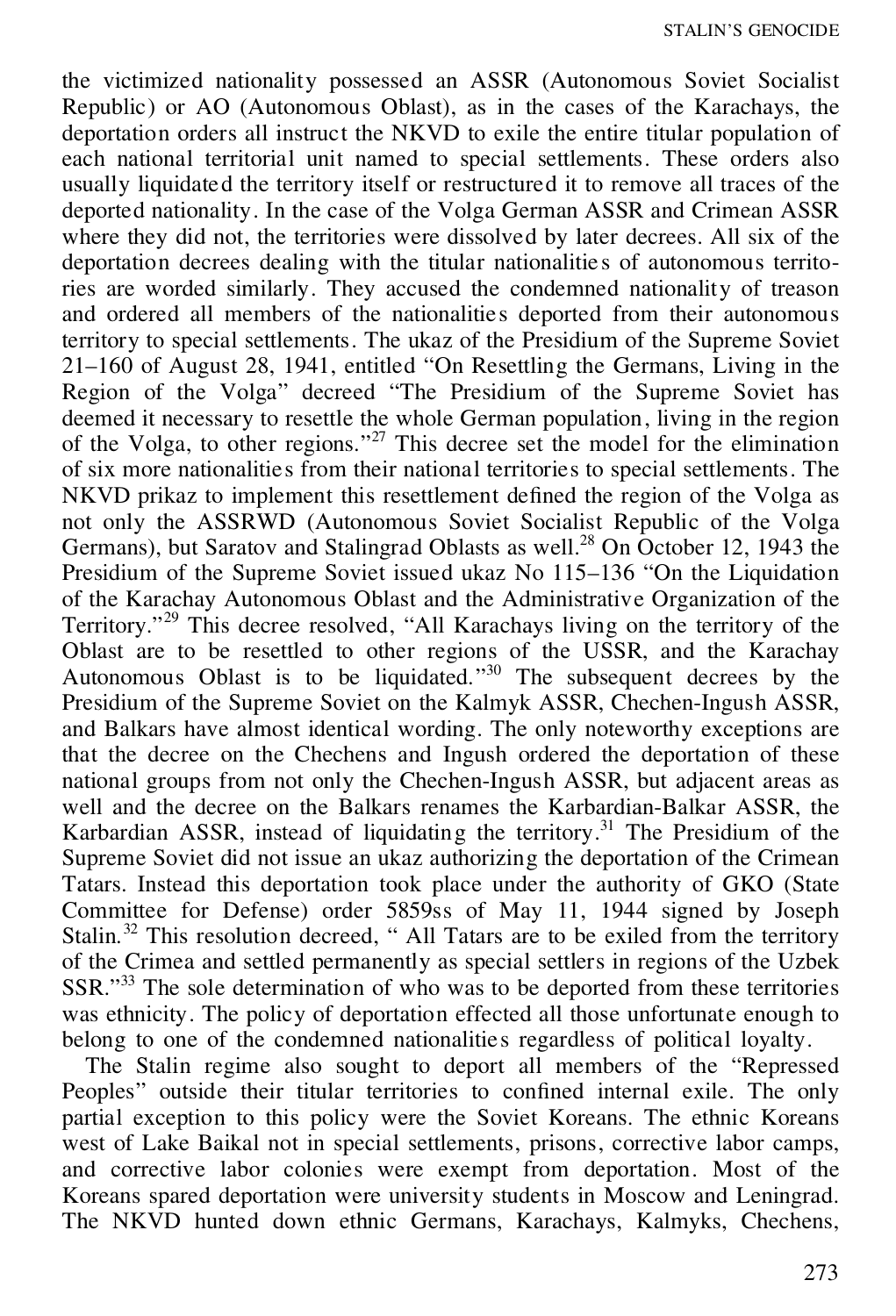the victimized nationality possessed an ASSR (Autonomous Soviet Socialist Republic) or AO (Autonomous Oblast), as in the cases of the Karachays, the deportation orders all instruct the NKVD to exile the entire titular population of each national territorial unit named to special settlements. These orders also usually liquidated the territory itself or restructured it to remove all traces of the deported nationality. In the case of the Volga German ASSR and Crimean ASSR where they did not, the territories were dissolved by later decrees. All six of the deportation decrees dealing with the titular nationalities of autonomous territories are worded similarly. They accused the condemned nationality of treason and ordered all members of the nationalities deported from their autonomous territory to special settlements. The ukaz of the Presidium of the Supreme Soviet 21–160 of August 28, 1941, entitled "On Resettling the Germans, Living in the Region of the Volga" decreed "The Presidium of the Supreme Soviet has deemed it necessary to resettle the whole German population, living in the region of the Volga, to other regions."[27] This decree set the model for the elimination of six more nationalities from their national territories to special settlements. The NKVD prikaz to implement this resettlement defined the region of the Volga as not only the ASSRWD (Autonomous Soviet Socialist Republic of the Volga Germans), but Saratov and Stalingrad Oblasts as well.[28] On October 12, 1943 the Presidium of the Supreme Soviet issued ukaz No 115–136 "On the Liquidation of the Karachay Autonomous Oblast and the Administrative Organization of the Territory."[29] This decree resolved, "All Karachays living on the territory of the Oblast are to be resettled to other regions of the USSR, and the Karachay Autonomous Oblast is to be liquidated."[30] The subsequent decrees by the Presidium of the Supreme Soviet on the Kalmyk ASSR, Chechen-Ingush ASSR, and Balkars have almost identical wording. The only noteworthy exceptions are that the decree on the Chechens and Ingush ordered the deportation of these national groups from not only the Chechen-Ingush ASSR, but adjacent areas as well and the decree on the Balkars renames the Karbardian-Balkar ASSR, the Karbardian ASSR, instead of liquidating the territory.[31] The Presidium of the Supreme Soviet did not issue an ukaz authorizing the deportation of the Crimean Tatars. Instead this deportation took place under the authority of GKO (State Committee for Defense) order 5859ss of May 11, 1944 signed by Joseph Stalin.[32] This resolution decreed, " All Tatars are to be exiled from the territory of the Crimea and settled permanently as special settlers in regions of the Uzbek SSR."[33] The sole determination of who was to be deported from these territories was ethnicity. The policy of deportation effected all those unfortunate enough to belong to one of the condemned nationalities regardless of political loyalty.

The Stalin regime also sought to deport all members of the "Repressed Peoples" outside their titular territories to confined internal exile. The only partial exception to this policy were the Soviet Koreans. The ethnic Koreans west of Lake Baikal not in special settlements, prisons, corrective labor camps, and corrective labor colonies were exempt from deportation. Most of the Koreans spared deportation were university students in Moscow and Leningrad. The NKVD hunted down ethnic Germans, Karachays, Kalmyks, Chechens,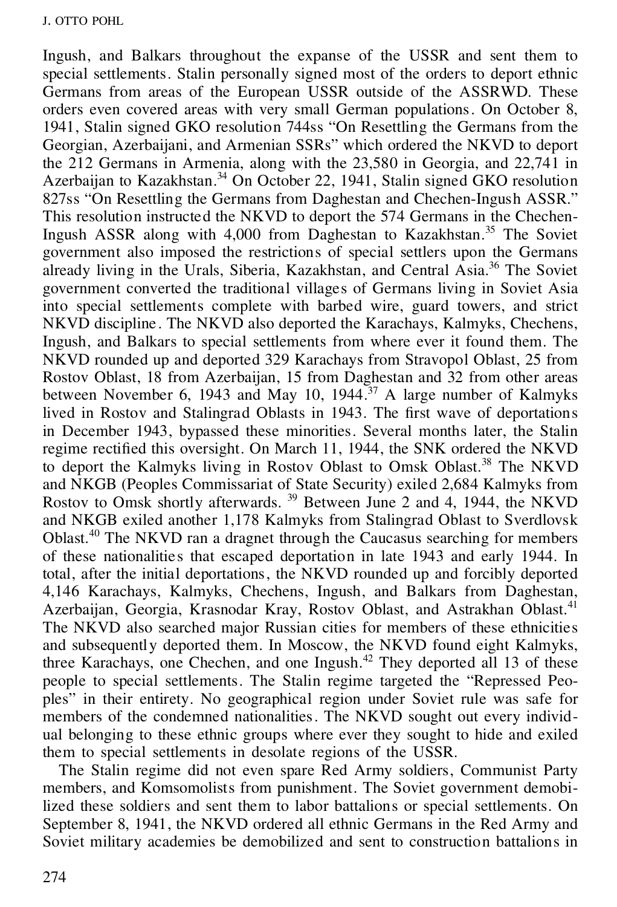Ingush, and Balkars throughout the expanse of the USSR and sent them to special settlements. Stalin personally signed most of the orders to deport ethnic Germans from areas of the European USSR outside of the ASSRWD. These orders even covered areas with very small German populations. On October 8, 1941, Stalin signed GKO resolution 744ss "On Resettling the Germans from the Georgian, Azerbaijani, and Armenian SSRs" which ordered the NKVD to deport the 212 Germans in Armenia, along with the 23,580 in Georgia, and 22,741 in Azerbaijan to Kazakhstan.[34] On October 22, 1941, Stalin signed GKO resolution 827ss "On Resettling the Germans from Daghestan and Chechen-Ingush ASSR." This resolution instructed the NKVD to deport the 574 Germans in the Chechen-Ingush ASSR along with 4,000 from Daghestan to Kazakhstan.[35] The Soviet government also imposed the restrictions of special settlers upon the Germans already living in the Urals, Siberia, Kazakhstan, and Central Asia.[36] The Soviet government converted the traditional villages of Germans living in Soviet Asia into special settlements complete with barbed wire, guard towers, and strict NKVD discipline. The NKVD also deported the Karachays, Kalmyks, Chechens, Ingush, and Balkars to special settlements from where ever it found them. The NKVD rounded up and deported 329 Karachays from Stravopol Oblast, 25 from Rostov Oblast, 18 from Azerbaijan, 15 from Daghestan and 32 from other areas between November 6, 1943 and May 10, 1944.[37] A large number of Kalmyks lived in Rostov and Stalingrad Oblasts in 1943. The first wave of deportations in December 1943, bypassed these minorities. Several months later, the Stalin regime rectified this oversight. On March 11, 1944, the SNK ordered the NKVD to deport the Kalmyks living in Rostov Oblast to Omsk Oblast.[38] The NKVD and NKGB (Peoples Commissariat of State Security) exiled 2,684 Kalmyks from Rostov to Omsk shortly afterwards.[39] Between June 2 and 4, 1944, the NKVD and NKGB exiled another 1,178 Kalmyks from Stalingrad Oblast to Sverdlovsk Oblast.[40] The NKVD ran a dragnet through the Caucasus searching for members of these nationalities that escaped deportation in late 1943 and early 1944. In total, after the initial deportations, the NKVD rounded up and forcibly deported 4,146 Karachays, Kalmyks, Chechens, Ingush, and Balkars from Daghestan, Azerbaijan, Georgia, Krasnodar Kray, Rostov Oblast, and Astrakhan Oblast.[41] The NKVD also searched major Russian cities for members of these ethnicities and subsequently deported them. In Moscow, the NKVD found eight Kalmyks, three Karachays, one Chechen, and one Ingush.[42] They deported all 13 of these people to special settlements. The Stalin regime targeted the "Repressed Peoples" in their entirety. No geographical region under Soviet rule was safe for members of the condemned nationalities. The NKVD sought out every individual belonging to these ethnic groups where ever they sought to hide and exiled them to special settlements in desolate regions of the USSR.

The Stalin regime did not even spare Red Army soldiers, Communist Party members, and Komsomolists from punishment. The Soviet government demobilized these soldiers and sent them to labor battalions or special settlements. On September 8, 1941, the NKVD ordered all ethnic Germans in the Red Army and Soviet military academies be demobilized and sent to construction battalions in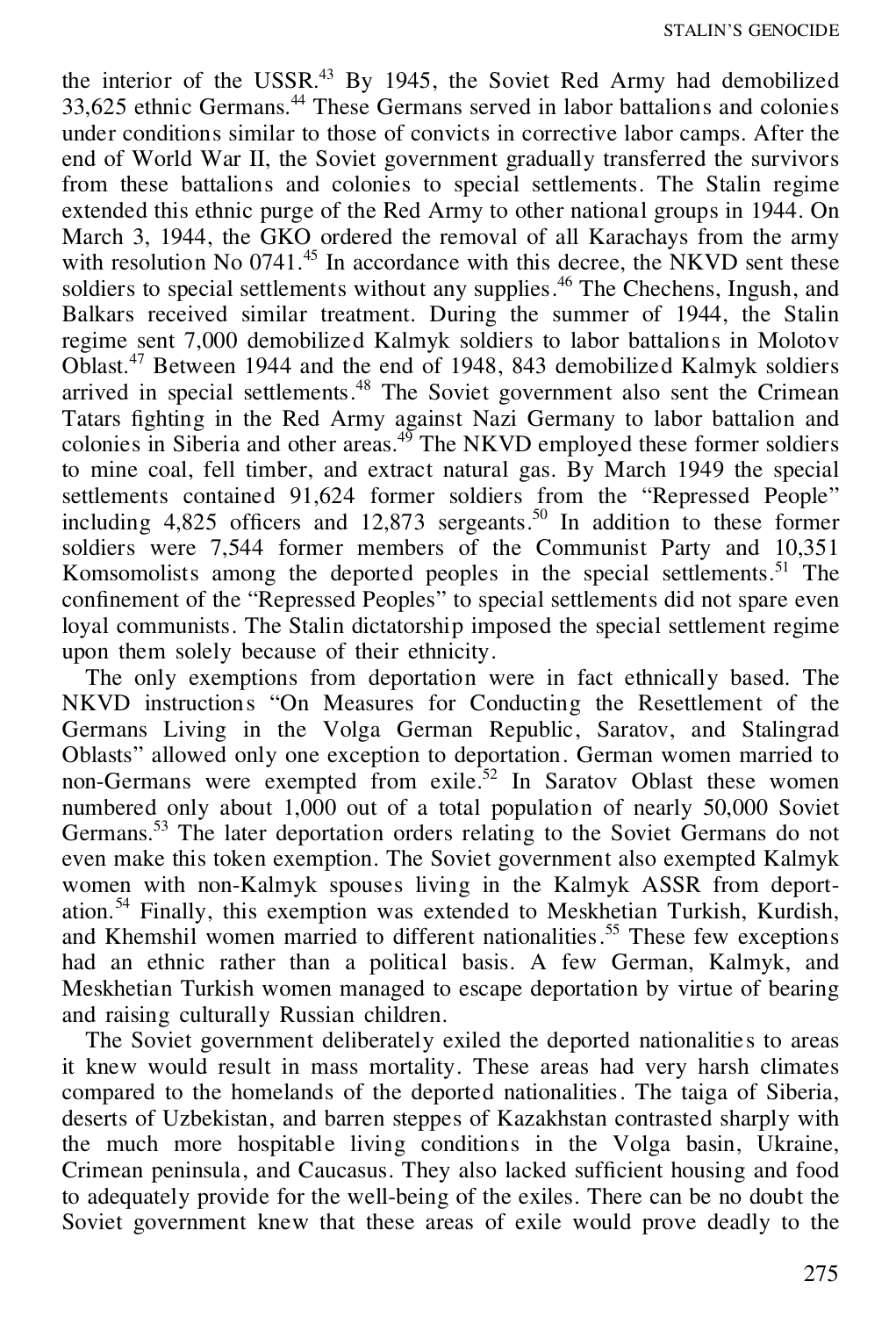the interior of the USSR.[43] By 1945, the Soviet Red Army had demobilized 33,625 ethnic Germans.[44] These Germans served in labor battalions and colonies under conditions similar to those of convicts in corrective labor camps. After the end of World War II, the Soviet government gradually transferred the survivors from these battalions and colonies to special settlements. The Stalin regime extended this ethnic purge of the Red Army to other national groups in 1944. On March 3, 1944, the GKO ordered the removal of all Karachays from the army with resolution No 0741.[45] In accordance with this decree, the NKVD sent these soldiers to special settlements without any supplies.[46] The Chechens, Ingush, and Balkars received similar treatment. During the summer of 1944, the Stalin regime sent 7,000 demobilized Kalmyk soldiers to labor battalions in Molotov Oblast.[47] Between 1944 and the end of 1948, 843 demobilized Kalmyk soldiers arrived in special settlements.[48] The Soviet government also sent the Crimean Tatars fighting in the Red Army against Nazi Germany to labor battalion and colonies in Siberia and other areas.[49] The NKVD employed these former soldiers to mine coal, fell timber, and extract natural gas. By March 1949 the special settlements contained 91,624 former soldiers from the "Repressed People" including 4,825 officers and 12,873 sergeants.[50] In addition to these former soldiers were 7,544 former members of the Communist Party and 10,351 Komsomolists among the deported peoples in the special settlements.[51] The confinement of the "Repressed Peoples" to special settlements did not spare even loyal communists. The Stalin dictatorship imposed the special settlement regime upon them solely because of their ethnicity.

The only exemptions from deportation were in fact ethnically based. The NKVD instructions "On Measures for Conducting the Resettlement of the Germans Living in the Volga German Republic, Saratov, and Stalingrad Oblasts" allowed only one exception to deportation. German women married to non-Germans were exempted from exile.[52] In Saratov Oblast these women numbered only about 1,000 out of a total population of nearly 50,000 Soviet Germans.[53] The later deportation orders relating to the Soviet Germans do not even make this token exemption. The Soviet government also exempted Kalmyk women with non-Kalmyk spouses living in the Kalmyk ASSR from deportation.[54] Finally, this exemption was extended to Meskhetian Turkish, Kurdish, and Khemshil women married to different nationalities.[55] These few exceptions had an ethnic rather than a political basis. A few German, Kalmyk, and Meskhetian Turkish women managed to escape deportation by virtue of bearing and raising culturally Russian children.

The Soviet government deliberately exiled the deported nationalities to areas it knew would result in mass mortality. These areas had very harsh climates compared to the homelands of the deported nationalities. The taiga of Siberia, deserts of Uzbekistan, and barren steppes of Kazakhstan contrasted sharply with the much more hospitable living conditions in the Volga basin, Ukraine, Crimean peninsula, and Caucasus. They also lacked sufficient housing and food to adequately provide for the well-being of the exiles. There can be no doubt the Soviet government knew that these areas of exile would prove deadly to the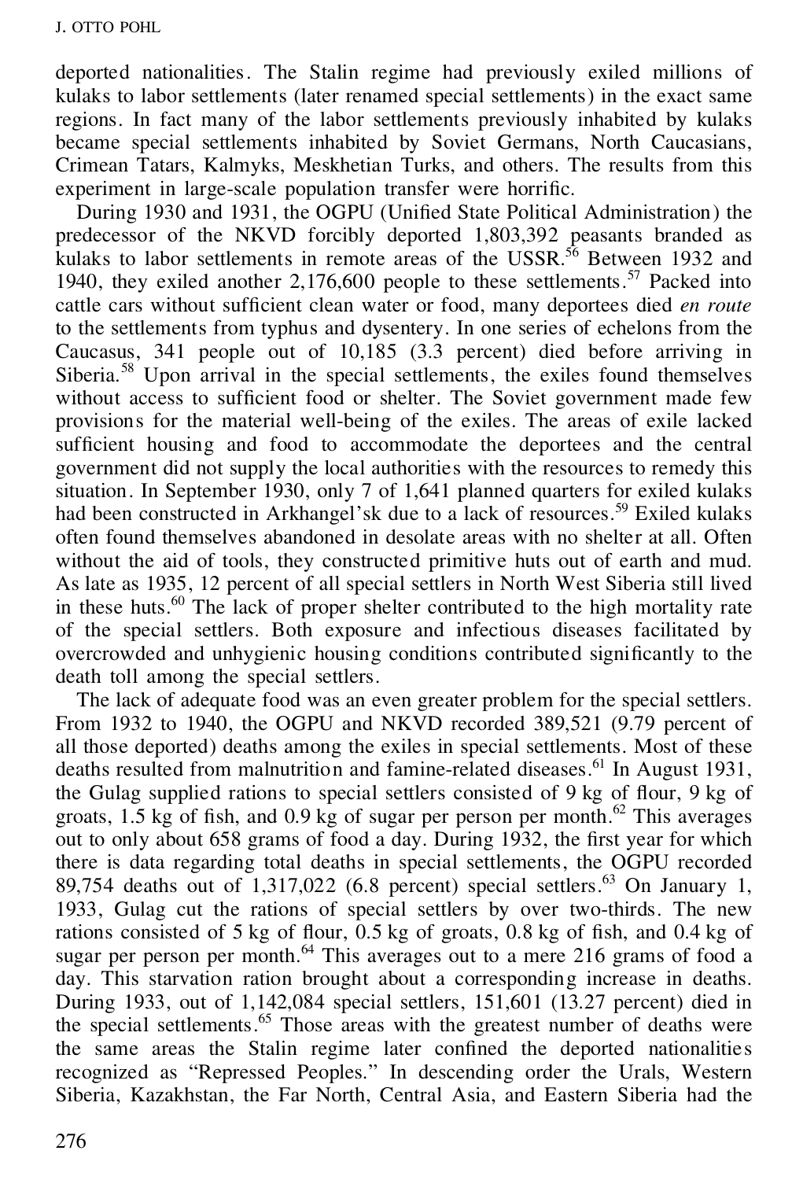deported nationalities. The Stalin regime had previously exiled millions of kulaks to labor settlements (later renamed special settlements) in the exact same regions. In fact many of the labor settlements previously inhabited by kulaks became special settlements inhabited by Soviet Germans, North Caucasians, Crimean Tatars, Kalmyks, Meskhetian Turks, and others. The results from this experiment in large-scale population transfer were horrific.

During 1930 and 1931, the OGPU (Unified State Political Administration) the predecessor of the NKVD forcibly deported 1,803,392 peasants branded as kulaks to labor settlements in remote areas of the USSR.[56] Between 1932 and 1940, they exiled another 2,176,600 people to these settlements.[57] Packed into cattle cars without sufficient clean water or food, many deportees died *en route* to the settlements from typhus and dysentery. In one series of echelons from the Caucasus, 341 people out of 10,185 (3.3 percent) died before arriving in Siberia.[58] Upon arrival in the special settlements, the exiles found themselves without access to sufficient food or shelter. The Soviet government made few provisions for the material well-being of the exiles. The areas of exile lacked sufficient housing and food to accommodate the deportees and the central government did not supply the local authorities with the resources to remedy this situation. In September 1930, only 7 of 1,641 planned quarters for exiled kulaks had been constructed in Arkhangel'sk due to a lack of resources.[59] Exiled kulaks often found themselves abandoned in desolate areas with no shelter at all. Often without the aid of tools, they constructed primitive huts out of earth and mud. As late as 1935, 12 percent of all special settlers in North West Siberia still lived in these huts.[60] The lack of proper shelter contributed to the high mortality rate of the special settlers. Both exposure and infectious diseases facilitated by overcrowded and unhygienic housing conditions contributed significantly to the death toll among the special settlers.

The lack of adequate food was an even greater problem for the special settlers. From 1932 to 1940, the OGPU and NKVD recorded 389,521 (9.79 percent of all those deported) deaths among the exiles in special settlements. Most of these deaths resulted from malnutrition and famine-related diseases.[61] In August 1931, the Gulag supplied rations to special settlers consisted of 9 kg of flour, 9 kg of groats, 1.5 kg of fish, and 0.9 kg of sugar per person per month.[62] This averages out to only about 658 grams of food a day. During 1932, the first year for which there is data regarding total deaths in special settlements, the OGPU recorded 89,754 deaths out of 1,317,022 (6.8 percent) special settlers.[63] On January 1, 1933, Gulag cut the rations of special settlers by over two-thirds. The new rations consisted of 5 kg of flour, 0.5 kg of groats, 0.8 kg of fish, and 0.4 kg of sugar per person per month.[64] This averages out to a mere 216 grams of food a day. This starvation ration brought about a corresponding increase in deaths. During 1933, out of 1,142,084 special settlers, 151,601 (13.27 percent) died in the special settlements.[65] Those areas with the greatest number of deaths were the same areas the Stalin regime later confined the deported nationalities recognized as "Repressed Peoples." In descending order the Urals, Western Siberia, Kazakhstan, the Far North, Central Asia, and Eastern Siberia had the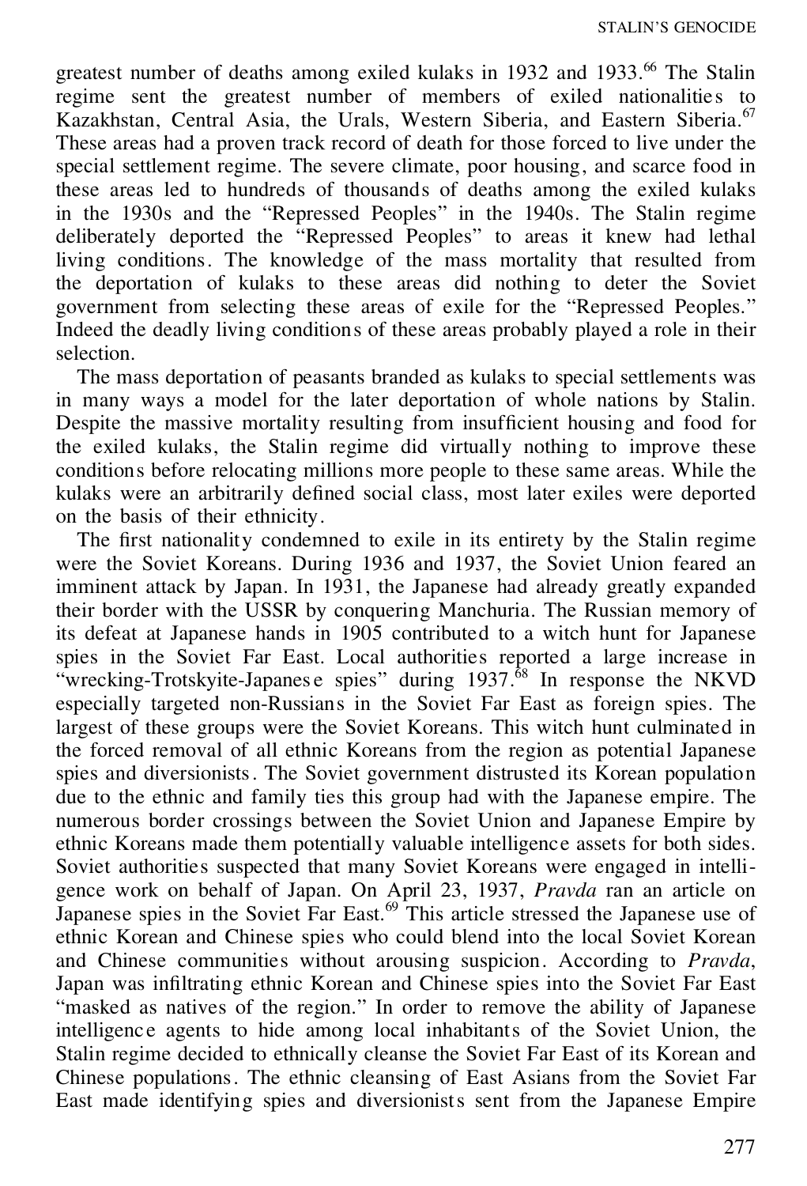greatest number of deaths among exiled kulaks in 1932 and 1933.[66] The Stalin regime sent the greatest number of members of exiled nationalities to Kazakhstan, Central Asia, the Urals, Western Siberia, and Eastern Siberia.[67] These areas had a proven track record of death for those forced to live under the special settlement regime. The severe climate, poor housing, and scarce food in these areas led to hundreds of thousands of deaths among the exiled kulaks in the 1930s and the "Repressed Peoples" in the 1940s. The Stalin regime deliberately deported the "Repressed Peoples" to areas it knew had lethal living conditions. The knowledge of the mass mortality that resulted from the deportation of kulaks to these areas did nothing to deter the Soviet government from selecting these areas of exile for the "Repressed Peoples." Indeed the deadly living conditions of these areas probably played a role in their selection.

The mass deportation of peasants branded as kulaks to special settlements was in many ways a model for the later deportation of whole nations by Stalin. Despite the massive mortality resulting from insufficient housing and food for the exiled kulaks, the Stalin regime did virtually nothing to improve these conditions before relocating millions more people to these same areas. While the kulaks were an arbitrarily defined social class, most later exiles were deported on the basis of their ethnicity.

The first nationality condemned to exile in its entirety by the Stalin regime were the Soviet Koreans. During 1936 and 1937, the Soviet Union feared an imminent attack by Japan. In 1931, the Japanese had already greatly expanded their border with the USSR by conquering Manchuria. The Russian memory of its defeat at Japanese hands in 1905 contributed to a witch hunt for Japanese spies in the Soviet Far East. Local authorities reported a large increase in "wrecking-Trotskyite-Japanese spies" during 1937.[68] In response the NKVD especially targeted non-Russians in the Soviet Far East as foreign spies. The largest of these groups were the Soviet Koreans. This witch hunt culminated in the forced removal of all ethnic Koreans from the region as potential Japanese spies and diversionists. The Soviet government distrusted its Korean population due to the ethnic and family ties this group had with the Japanese empire. The numerous border crossings between the Soviet Union and Japanese Empire by ethnic Koreans made them potentially valuable intelligence assets for both sides. Soviet authorities suspected that many Soviet Koreans were engaged in intelligence work on behalf of Japan. On April 23, 1937, *Pravda* ran an article on Japanese spies in the Soviet Far East.[69] This article stressed the Japanese use of ethnic Korean and Chinese spies who could blend into the local Soviet Korean and Chinese communities without arousing suspicion. According to *Pravda*, Japan was infiltrating ethnic Korean and Chinese spies into the Soviet Far East "masked as natives of the region." In order to remove the ability of Japanese intelligence agents to hide among local inhabitants of the Soviet Union, the Stalin regime decided to ethnically cleanse the Soviet Far East of its Korean and Chinese populations. The ethnic cleansing of East Asians from the Soviet Far East made identifying spies and diversionists sent from the Japanese Empire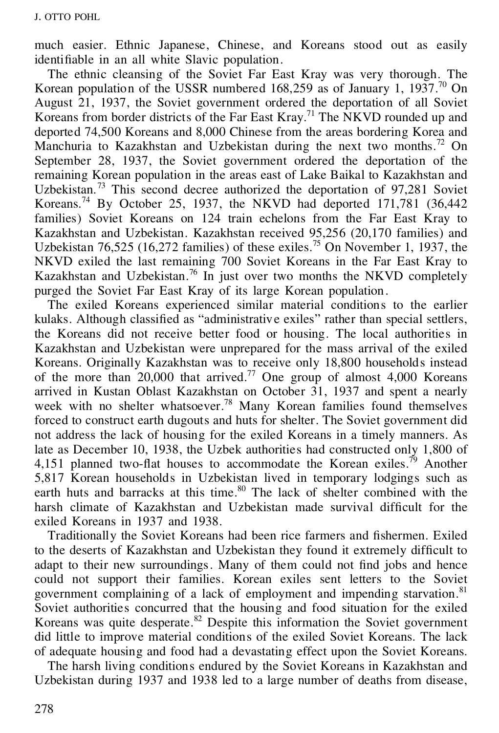much easier. Ethnic Japanese, Chinese, and Koreans stood out as easily identifiable in an all white Slavic population.

The ethnic cleansing of the Soviet Far East Kray was very thorough. The Korean population of the USSR numbered 168,259 as of January 1, 1937.[70] On August 21, 1937, the Soviet government ordered the deportation of all Soviet Koreans from border districts of the Far East Kray.[71] The NKVD rounded up and deported 74,500 Koreans and 8,000 Chinese from the areas bordering Korea and Manchuria to Kazakhstan and Uzbekistan during the next two months.[72] On September 28, 1937, the Soviet government ordered the deportation of the remaining Korean population in the areas east of Lake Baikal to Kazakhstan and Uzbekistan.[73] This second decree authorized the deportation of 97,281 Soviet Koreans.[74] By October 25, 1937, the NKVD had deported 171,781 (36,442 families) Soviet Koreans on 124 train echelons from the Far East Kray to Kazakhstan and Uzbekistan. Kazakhstan received 95,256 (20,170 families) and Uzbekistan 76,525 (16,272 families) of these exiles.[75] On November 1, 1937, the NKVD exiled the last remaining 700 Soviet Koreans in the Far East Kray to Kazakhstan and Uzbekistan.[76] In just over two months the NKVD completely purged the Soviet Far East Kray of its large Korean population.

The exiled Koreans experienced similar material conditions to the earlier kulaks. Although classified as "administrative exiles" rather than special settlers, the Koreans did not receive better food or housing. The local authorities in Kazakhstan and Uzbekistan were unprepared for the mass arrival of the exiled Koreans. Originally Kazakhstan was to receive only 18,800 households instead of the more than 20,000 that arrived.[77] One group of almost 4,000 Koreans arrived in Kustan Oblast Kazakhstan on October 31, 1937 and spent a nearly week with no shelter whatsoever.[78] Many Korean families found themselves forced to construct earth dugouts and huts for shelter. The Soviet government did not address the lack of housing for the exiled Koreans in a timely manners. As late as December 10, 1938, the Uzbek authorities had constructed only 1,800 of 4,151 planned two-flat houses to accommodate the Korean exiles.[79] Another 5,817 Korean households in Uzbekistan lived in temporary lodgings such as earth huts and barracks at this time.[80] The lack of shelter combined with the harsh climate of Kazakhstan and Uzbekistan made survival difficult for the exiled Koreans in 1937 and 1938.

Traditionally the Soviet Koreans had been rice farmers and fishermen. Exiled to the deserts of Kazakhstan and Uzbekistan they found it extremely difficult to adapt to their new surroundings. Many of them could not find jobs and hence could not support their families. Korean exiles sent letters to the Soviet government complaining of a lack of employment and impending starvation.[81] Soviet authorities concurred that the housing and food situation for the exiled Koreans was quite desperate.[82] Despite this information the Soviet government did little to improve material conditions of the exiled Soviet Koreans. The lack of adequate housing and food had a devastating effect upon the Soviet Koreans.

The harsh living conditions endured by the Soviet Koreans in Kazakhstan and Uzbekistan during 1937 and 1938 led to a large number of deaths from disease,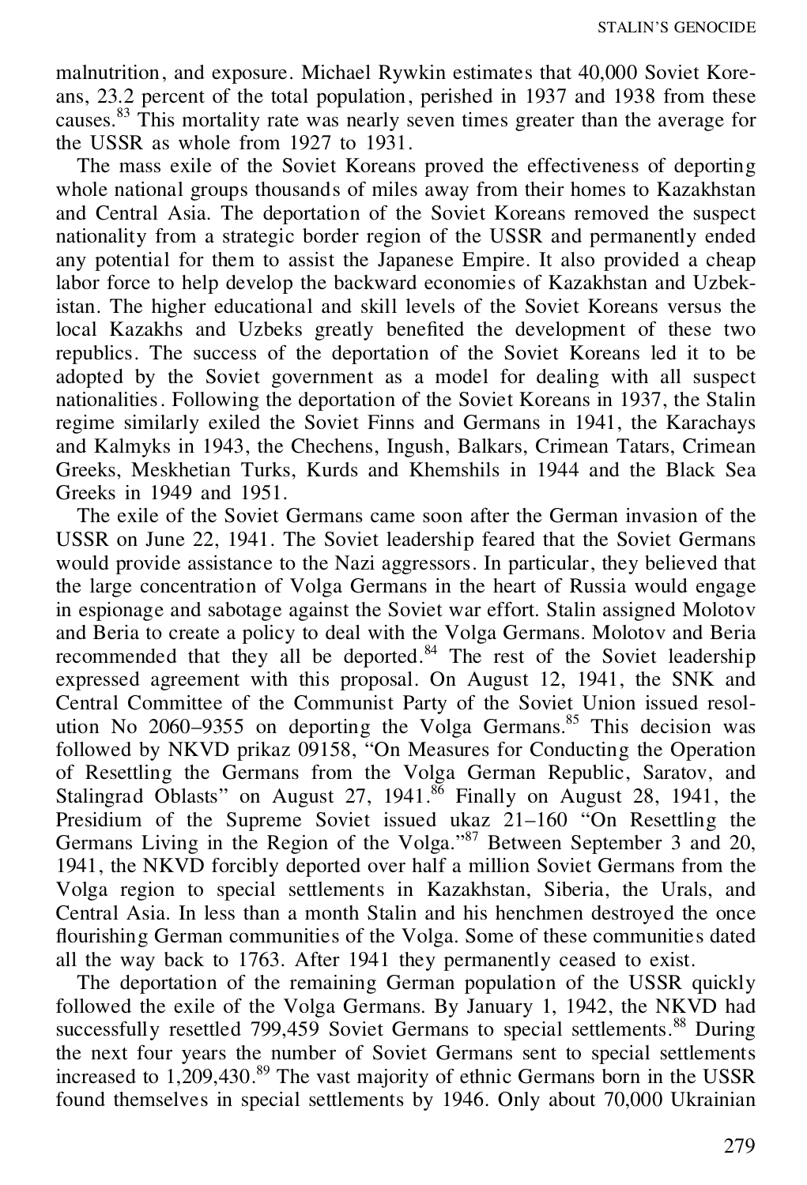malnutrition, and exposure. Michael Rywkin estimates that 40,000 Soviet Koreans, 23.2 percent of the total population, perished in 1937 and 1938 from these causes.[83] This mortality rate was nearly seven times greater than the average for the USSR as whole from 1927 to 1931.

The mass exile of the Soviet Koreans proved the effectiveness of deporting whole national groups thousands of miles away from their homes to Kazakhstan and Central Asia. The deportation of the Soviet Koreans removed the suspect nationality from a strategic border region of the USSR and permanently ended any potential for them to assist the Japanese Empire. It also provided a cheap labor force to help develop the backward economies of Kazakhstan and Uzbekistan. The higher educational and skill levels of the Soviet Koreans versus the local Kazakhs and Uzbeks greatly benefited the development of these two republics. The success of the deportation of the Soviet Koreans led it to be adopted by the Soviet government as a model for dealing with all suspect nationalities. Following the deportation of the Soviet Koreans in 1937, the Stalin regime similarly exiled the Soviet Finns and Germans in 1941, the Karachays and Kalmyks in 1943, the Chechens, Ingush, Balkars, Crimean Tatars, Crimean Greeks, Meskhetian Turks, Kurds and Khemshils in 1944 and the Black Sea Greeks in 1949 and 1951.

The exile of the Soviet Germans came soon after the German invasion of the USSR on June 22, 1941. The Soviet leadership feared that the Soviet Germans would provide assistance to the Nazi aggressors. In particular, they believed that the large concentration of Volga Germans in the heart of Russia would engage in espionage and sabotage against the Soviet war effort. Stalin assigned Molotov and Beria to create a policy to deal with the Volga Germans. Molotov and Beria recommended that they all be deported.[84] The rest of the Soviet leadership expressed agreement with this proposal. On August 12, 1941, the SNK and Central Committee of the Communist Party of the Soviet Union issued resolution No 2060–9355 on deporting the Volga Germans.[85] This decision was followed by NKVD prikaz 09158, "On Measures for Conducting the Operation of Resettling the Germans from the Volga German Republic, Saratov, and Stalingrad Oblasts" on August 27, 1941.[86] Finally on August 28, 1941, the Presidium of the Supreme Soviet issued ukaz 21–160 "On Resettling the Germans Living in the Region of the Volga."[87] Between September 3 and 20, 1941, the NKVD forcibly deported over half a million Soviet Germans from the Volga region to special settlements in Kazakhstan, Siberia, the Urals, and Central Asia. In less than a month Stalin and his henchmen destroyed the once flourishing German communities of the Volga. Some of these communities dated all the way back to 1763. After 1941 they permanently ceased to exist.

The deportation of the remaining German population of the USSR quickly followed the exile of the Volga Germans. By January 1, 1942, the NKVD had successfully resettled 799,459 Soviet Germans to special settlements.[88] During the next four years the number of Soviet Germans sent to special settlements increased to 1,209,430.[89] The vast majority of ethnic Germans born in the USSR found themselves in special settlements by 1946. Only about 70,000 Ukrainian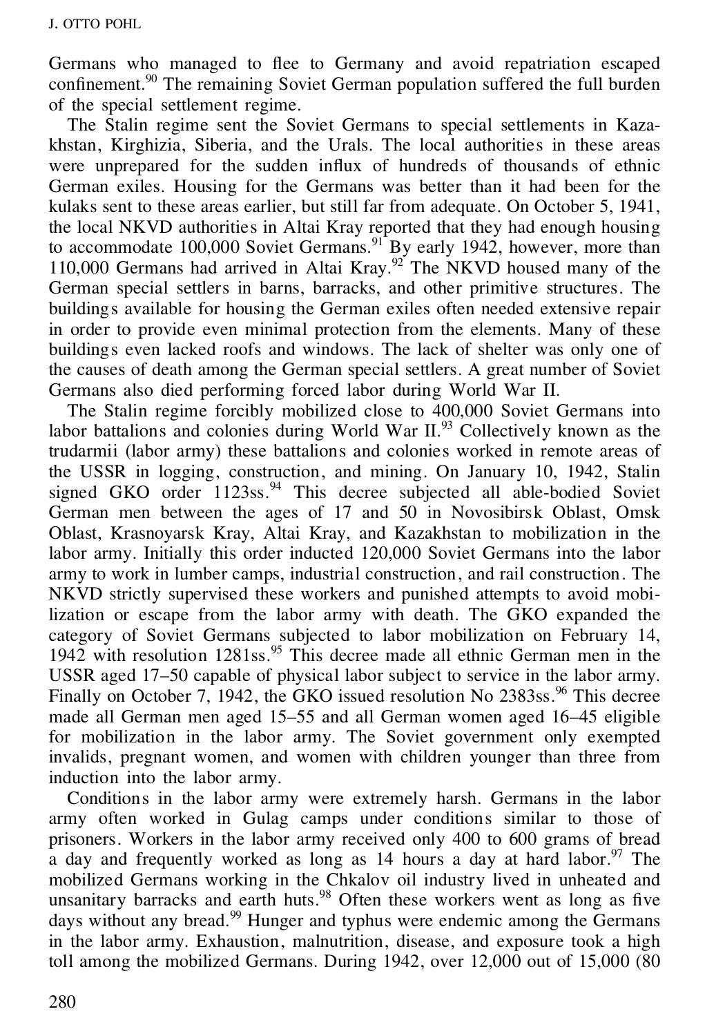Germans who managed to flee to Germany and avoid repatriation escaped confinement.[90] The remaining Soviet German population suffered the full burden of the special settlement regime.

The Stalin regime sent the Soviet Germans to special settlements in Kazakhstan, Kirghizia, Siberia, and the Urals. The local authorities in these areas were unprepared for the sudden influx of hundreds of thousands of ethnic German exiles. Housing for the Germans was better than it had been for the kulaks sent to these areas earlier, but still far from adequate. On October 5, 1941, the local NKVD authorities in Altai Kray reported that they had enough housing to accommodate 100,000 Soviet Germans.[91] By early 1942, however, more than 110,000 Germans had arrived in Altai Kray.[92] The NKVD housed many of the German special settlers in barns, barracks, and other primitive structures. The buildings available for housing the German exiles often needed extensive repair in order to provide even minimal protection from the elements. Many of these buildings even lacked roofs and windows. The lack of shelter was only one of the causes of death among the German special settlers. A great number of Soviet Germans also died performing forced labor during World War II.

The Stalin regime forcibly mobilized close to 400,000 Soviet Germans into labor battalions and colonies during World War II.[93] Collectively known as the trudarmii (labor army) these battalions and colonies worked in remote areas of the USSR in logging, construction, and mining. On January 10, 1942, Stalin signed GKO order 1123ss.[94] This decree subjected all able-bodied Soviet German men between the ages of 17 and 50 in Novosibirsk Oblast, Omsk Oblast, Krasnoyarsk Kray, Altai Kray, and Kazakhstan to mobilization in the labor army. Initially this order inducted 120,000 Soviet Germans into the labor army to work in lumber camps, industrial construction, and rail construction. The NKVD strictly supervised these workers and punished attempts to avoid mobilization or escape from the labor army with death. The GKO expanded the category of Soviet Germans subjected to labor mobilization on February 14, 1942 with resolution 1281ss.[95] This decree made all ethnic German men in the USSR aged 17–50 capable of physical labor subject to service in the labor army. Finally on October 7, 1942, the GKO issued resolution No 2383ss.[96] This decree made all German men aged 15–55 and all German women aged 16–45 eligible for mobilization in the labor army. The Soviet government only exempted invalids, pregnant women, and women with children younger than three from induction into the labor army.

Conditions in the labor army were extremely harsh. Germans in the labor army often worked in Gulag camps under conditions similar to those of prisoners. Workers in the labor army received only 400 to 600 grams of bread a day and frequently worked as long as 14 hours a day at hard labor.[97] The mobilized Germans working in the Chkalov oil industry lived in unheated and unsanitary barracks and earth huts.[98] Often these workers went as long as five days without any bread.[99] Hunger and typhus were endemic among the Germans in the labor army. Exhaustion, malnutrition, disease, and exposure took a high toll among the mobilized Germans. During 1942, over 12,000 out of 15,000 (80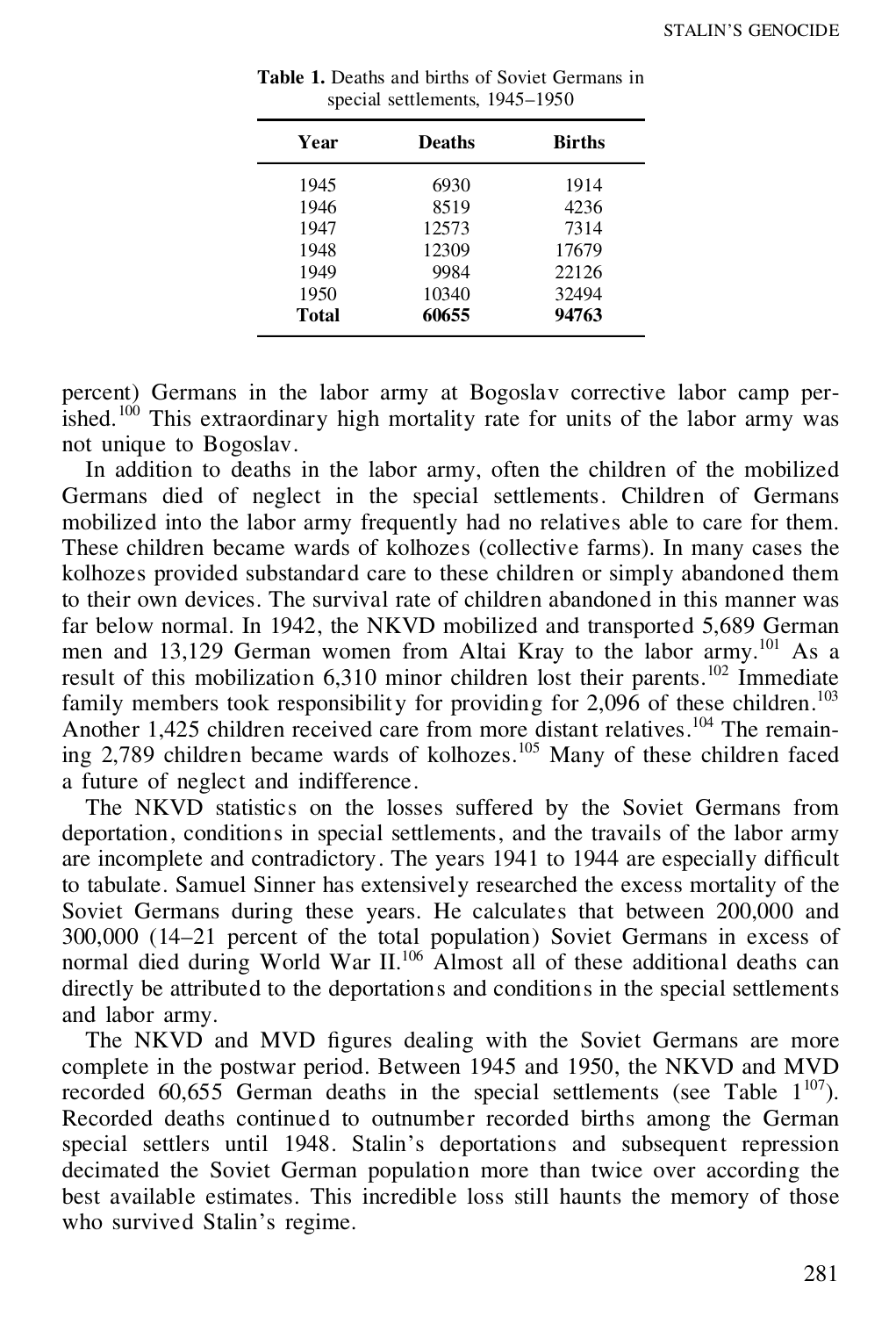**Table 1.** Deaths and births of Soviet Germans in special settlements, 1945–1950

| Year | Deaths | Births |
|---|---|---|
| 1945 | 6930 | 1914 |
| 1946 | 8519 | 4236 |
| 1947 | 12573 | 7314 |
| 1948 | 12309 | 17679 |
| 1949 | 9984 | 22126 |
| 1950 | 10340 | 32494 |
| **Total** | **60655** | **94763** |

percent) Germans in the labor army at Bogoslav corrective labor camp perished.[100] This extraordinary high mortality rate for units of the labor army was not unique to Bogoslav.

In addition to deaths in the labor army, often the children of the mobilized Germans died of neglect in the special settlements. Children of Germans mobilized into the labor army frequently had no relatives able to care for them. These children became wards of kolhozes (collective farms). In many cases the kolhozes provided substandard care to these children or simply abandoned them to their own devices. The survival rate of children abandoned in this manner was far below normal. In 1942, the NKVD mobilized and transported 5,689 German men and 13,129 German women from Altai Kray to the labor army.[101] As a result of this mobilization 6,310 minor children lost their parents.[102] Immediate family members took responsibility for providing for 2,096 of these children.[103] Another 1,425 children received care from more distant relatives.[104] The remaining 2,789 children became wards of kolhozes.[105] Many of these children faced a future of neglect and indifference.

The NKVD statistics on the losses suffered by the Soviet Germans from deportation, conditions in special settlements, and the travails of the labor army are incomplete and contradictory. The years 1941 to 1944 are especially difficult to tabulate. Samuel Sinner has extensively researched the excess mortality of the Soviet Germans during these years. He calculates that between 200,000 and 300,000 (14–21 percent of the total population) Soviet Germans in excess of normal died during World War II.[106] Almost all of these additional deaths can directly be attributed to the deportations and conditions in the special settlements and labor army.

The NKVD and MVD figures dealing with the Soviet Germans are more complete in the postwar period. Between 1945 and 1950, the NKVD and MVD recorded 60,655 German deaths in the special settlements (see Table 1[107]). Recorded deaths continued to outnumber recorded births among the German special settlers until 1948. Stalin's deportations and subsequent repression decimated the Soviet German population more than twice over according the best available estimates. This incredible loss still haunts the memory of those who survived Stalin's regime.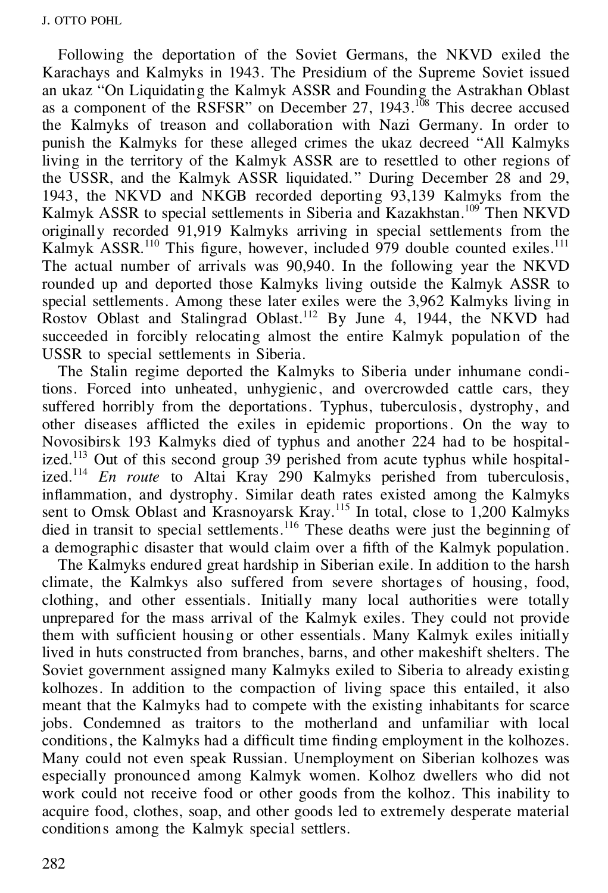Following the deportation of the Soviet Germans, the NKVD exiled the Karachays and Kalmyks in 1943. The Presidium of the Supreme Soviet issued an ukaz "On Liquidating the Kalmyk ASSR and Founding the Astrakhan Oblast as a component of the RSFSR" on December 27, 1943.[108] This decree accused the Kalmyks of treason and collaboration with Nazi Germany. In order to punish the Kalmyks for these alleged crimes the ukaz decreed "All Kalmyks living in the territory of the Kalmyk ASSR are to resettled to other regions of the USSR, and the Kalmyk ASSR liquidated." During December 28 and 29, 1943, the NKVD and NKGB recorded deporting 93,139 Kalmyks from the Kalmyk ASSR to special settlements in Siberia and Kazakhstan.[109] Then NKVD originally recorded 91,919 Kalmyks arriving in special settlements from the Kalmyk ASSR.[110] This figure, however, included 979 double counted exiles.[111] The actual number of arrivals was 90,940. In the following year the NKVD rounded up and deported those Kalmyks living outside the Kalmyk ASSR to special settlements. Among these later exiles were the 3,962 Kalmyks living in Rostov Oblast and Stalingrad Oblast.[112] By June 4, 1944, the NKVD had succeeded in forcibly relocating almost the entire Kalmyk population of the USSR to special settlements in Siberia.

The Stalin regime deported the Kalmyks to Siberia under inhumane conditions. Forced into unheated, unhygienic, and overcrowded cattle cars, they suffered horribly from the deportations. Typhus, tuberculosis, dystrophy, and other diseases afflicted the exiles in epidemic proportions. On the way to Novosibirsk 193 Kalmyks died of typhus and another 224 had to be hospitalized.[113] Out of this second group 39 perished from acute typhus while hospitalized.[114] *En route* to Altai Kray 290 Kalmyks perished from tuberculosis, inflammation, and dystrophy. Similar death rates existed among the Kalmyks sent to Omsk Oblast and Krasnoyarsk Kray.[115] In total, close to 1,200 Kalmyks died in transit to special settlements.[116] These deaths were just the beginning of a demographic disaster that would claim over a fifth of the Kalmyk population.

The Kalmyks endured great hardship in Siberian exile. In addition to the harsh climate, the Kalmkys also suffered from severe shortages of housing, food, clothing, and other essentials. Initially many local authorities were totally unprepared for the mass arrival of the Kalmyk exiles. They could not provide them with sufficient housing or other essentials. Many Kalmyk exiles initially lived in huts constructed from branches, barns, and other makeshift shelters. The Soviet government assigned many Kalmyks exiled to Siberia to already existing kolhozes. In addition to the compaction of living space this entailed, it also meant that the Kalmyks had to compete with the existing inhabitants for scarce jobs. Condemned as traitors to the motherland and unfamiliar with local conditions, the Kalmyks had a difficult time finding employment in the kolhozes. Many could not even speak Russian. Unemployment on Siberian kolhozes was especially pronounced among Kalmyk women. Kolhoz dwellers who did not work could not receive food or other goods from the kolhoz. This inability to acquire food, clothes, soap, and other goods led to extremely desperate material conditions among the Kalmyk special settlers.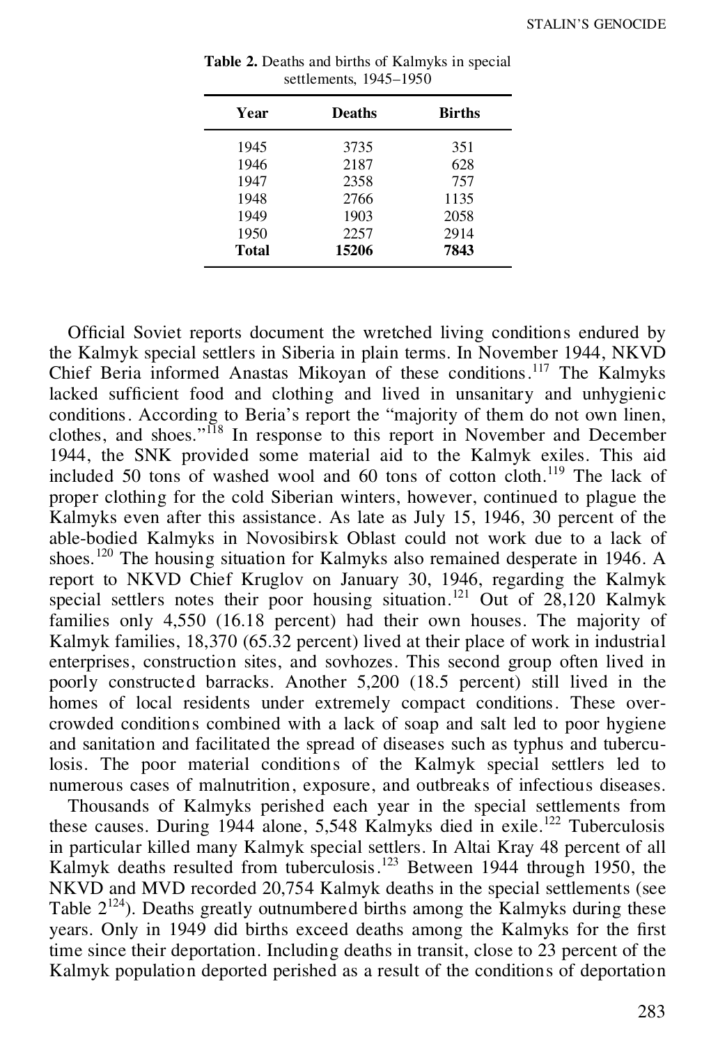**Table 2.** Deaths and births of Kalmyks in special settlements, 1945–1950

| Year | Deaths | Births |
|---|---|---|
| 1945 | 3735 | 351 |
| 1946 | 2187 | 628 |
| 1947 | 2358 | 757 |
| 1948 | 2766 | 1135 |
| 1949 | 1903 | 2058 |
| 1950 | 2257 | 2914 |
| **Total** | **15206** | **7843** |

Official Soviet reports document the wretched living conditions endured by the Kalmyk special settlers in Siberia in plain terms. In November 1944, NKVD Chief Beria informed Anastas Mikoyan of these conditions.[117] The Kalmyks lacked sufficient food and clothing and lived in unsanitary and unhygienic conditions. According to Beria's report the "majority of them do not own linen, clothes, and shoes."[118] In response to this report in November and December 1944, the SNK provided some material aid to the Kalmyk exiles. This aid included 50 tons of washed wool and 60 tons of cotton cloth.[119] The lack of proper clothing for the cold Siberian winters, however, continued to plague the Kalmyks even after this assistance. As late as July 15, 1946, 30 percent of the able-bodied Kalmyks in Novosibirsk Oblast could not work due to a lack of shoes.[120] The housing situation for Kalmyks also remained desperate in 1946. A report to NKVD Chief Kruglov on January 30, 1946, regarding the Kalmyk special settlers notes their poor housing situation.[121] Out of 28,120 Kalmyk families only 4,550 (16.18 percent) had their own houses. The majority of Kalmyk families, 18,370 (65.32 percent) lived at their place of work in industrial enterprises, construction sites, and sovhozes. This second group often lived in poorly constructed barracks. Another 5,200 (18.5 percent) still lived in the homes of local residents under extremely compact conditions. These overcrowded conditions combined with a lack of soap and salt led to poor hygiene and sanitation and facilitated the spread of diseases such as typhus and tuberculosis. The poor material conditions of the Kalmyk special settlers led to numerous cases of malnutrition, exposure, and outbreaks of infectious diseases.

Thousands of Kalmyks perished each year in the special settlements from these causes. During 1944 alone, 5,548 Kalmyks died in exile.[122] Tuberculosis in particular killed many Kalmyk special settlers. In Altai Kray 48 percent of all Kalmyk deaths resulted from tuberculosis.[123] Between 1944 through 1950, the NKVD and MVD recorded 20,754 Kalmyk deaths in the special settlements (see Table 2[124]). Deaths greatly outnumbered births among the Kalmyks during these years. Only in 1949 did births exceed deaths among the Kalmyks for the first time since their deportation. Including deaths in transit, close to 23 percent of the Kalmyk population deported perished as a result of the conditions of deportation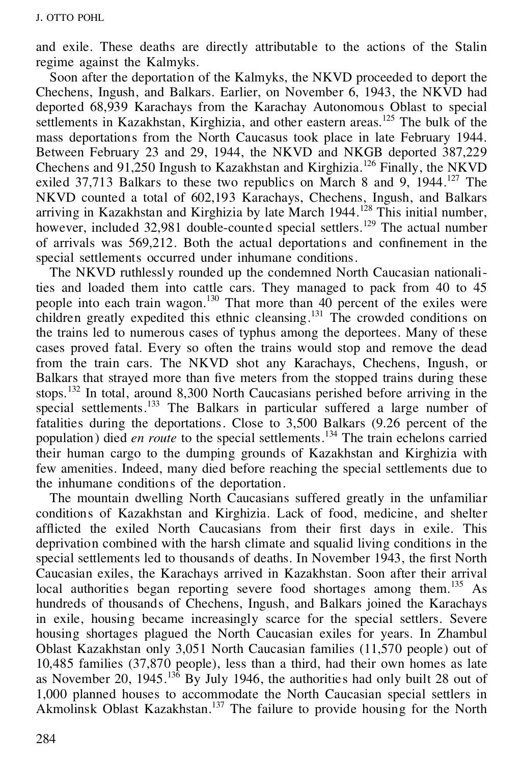and exile. These deaths are directly attributable to the actions of the Stalin regime against the Kalmyks.

Soon after the deportation of the Kalmyks, the NKVD proceeded to deport the Chechens, Ingush, and Balkars. Earlier, on November 6, 1943, the NKVD had deported 68,939 Karachays from the Karachay Autonomous Oblast to special settlements in Kazakhstan, Kirghizia, and other eastern areas.[125] The bulk of the mass deportations from the North Caucasus took place in late February 1944. Between February 23 and 29, 1944, the NKVD and NKGB deported 387,229 Chechens and 91,250 Ingush to Kazakhstan and Kirghizia.[126] Finally, the NKVD exiled 37,713 Balkars to these two republics on March 8 and 9, 1944.[127] The NKVD counted a total of 602,193 Karachays, Chechens, Ingush, and Balkars arriving in Kazakhstan and Kirghizia by late March 1944.[128] This initial number, however, included 32,981 double-counted special settlers.[129] The actual number of arrivals was 569,212. Both the actual deportations and confinement in the special settlements occurred under inhumane conditions.

The NKVD ruthlessly rounded up the condemned North Caucasian nationalities and loaded them into cattle cars. They managed to pack from 40 to 45 people into each train wagon.[130] That more than 40 percent of the exiles were children greatly expedited this ethnic cleansing.[131] The crowded conditions on the trains led to numerous cases of typhus among the deportees. Many of these cases proved fatal. Every so often the trains would stop and remove the dead from the train cars. The NKVD shot any Karachays, Chechens, Ingush, or Balkars that strayed more than five meters from the stopped trains during these stops.[132] In total, around 8,300 North Caucasians perished before arriving in the special settlements.[133] The Balkars in particular suffered a large number of fatalities during the deportations. Close to 3,500 Balkars (9.26 percent of the population) died *en route* to the special settlements.[134] The train echelons carried their human cargo to the dumping grounds of Kazakhstan and Kirghizia with few amenities. Indeed, many died before reaching the special settlements due to the inhumane conditions of the deportation.

The mountain dwelling North Caucasians suffered greatly in the unfamiliar conditions of Kazakhstan and Kirghizia. Lack of food, medicine, and shelter afflicted the exiled North Caucasians from their first days in exile. This deprivation combined with the harsh climate and squalid living conditions in the special settlements led to thousands of deaths. In November 1943, the first North Caucasian exiles, the Karachays arrived in Kazakhstan. Soon after their arrival local authorities began reporting severe food shortages among them.[135] As hundreds of thousands of Chechens, Ingush, and Balkars joined the Karachays in exile, housing became increasingly scarce for the special settlers. Severe housing shortages plagued the North Caucasian exiles for years. In Zhambul Oblast Kazakhstan only 3,051 North Caucasian families (11,570 people) out of 10,485 families (37,870 people), less than a third, had their own homes as late as November 20, 1945.[136] By July 1946, the authorities had only built 28 out of 1,000 planned houses to accommodate the North Caucasian special settlers in Akmolinsk Oblast Kazakhstan.[137] The failure to provide housing for the North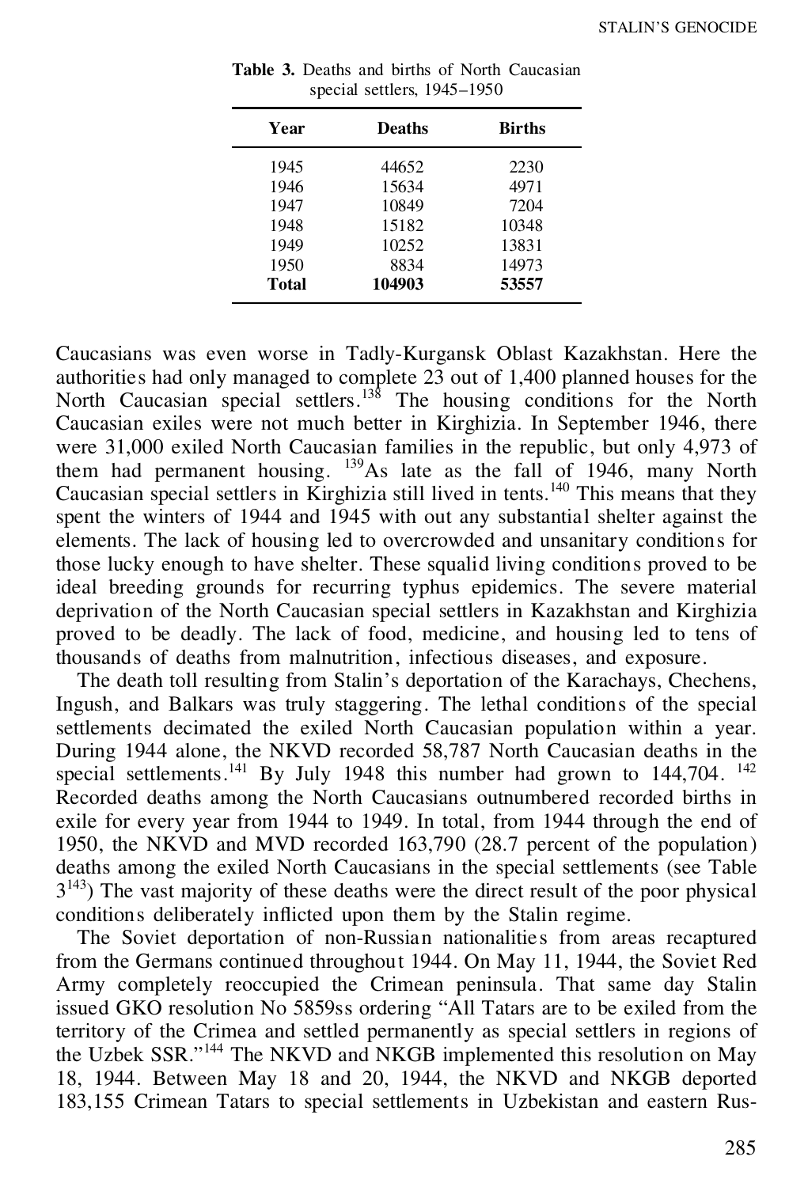**Table 3.** Deaths and births of North Caucasian special settlers, 1945–1950

| Year | Deaths | Births |
|---|---|---|
| 1945 | 44652 | 2230 |
| 1946 | 15634 | 4971 |
| 1947 | 10849 | 7204 |
| 1948 | 15182 | 10348 |
| 1949 | 10252 | 13831 |
| 1950 | 8834 | 14973 |
| **Total** | **104903** | **53557** |

Caucasians was even worse in Tadly-Kurgansk Oblast Kazakhstan. Here the authorities had only managed to complete 23 out of 1,400 planned houses for the North Caucasian special settlers.[138] The housing conditions for the North Caucasian exiles were not much better in Kirghizia. In September 1946, there were 31,000 exiled North Caucasian families in the republic, but only 4,973 of them had permanent housing. [139]As late as the fall of 1946, many North Caucasian special settlers in Kirghizia still lived in tents.[140] This means that they spent the winters of 1944 and 1945 with out any substantial shelter against the elements. The lack of housing led to overcrowded and unsanitary conditions for those lucky enough to have shelter. These squalid living conditions proved to be ideal breeding grounds for recurring typhus epidemics. The severe material deprivation of the North Caucasian special settlers in Kazakhstan and Kirghizia proved to be deadly. The lack of food, medicine, and housing led to tens of thousands of deaths from malnutrition, infectious diseases, and exposure.

The death toll resulting from Stalin's deportation of the Karachays, Chechens, Ingush, and Balkars was truly staggering. The lethal conditions of the special settlements decimated the exiled North Caucasian population within a year. During 1944 alone, the NKVD recorded 58,787 North Caucasian deaths in the special settlements.[141] By July 1948 this number had grown to 144,704. [142] Recorded deaths among the North Caucasians outnumbered recorded births in exile for every year from 1944 to 1949. In total, from 1944 through the end of 1950, the NKVD and MVD recorded 163,790 (28.7 percent of the population) deaths among the exiled North Caucasians in the special settlements (see Table 3[143]) The vast majority of these deaths were the direct result of the poor physical conditions deliberately inflicted upon them by the Stalin regime.

The Soviet deportation of non-Russian nationalities from areas recaptured from the Germans continued throughout 1944. On May 11, 1944, the Soviet Red Army completely reoccupied the Crimean peninsula. That same day Stalin issued GKO resolution No 5859ss ordering "All Tatars are to be exiled from the territory of the Crimea and settled permanently as special settlers in regions of the Uzbek SSR."[144] The NKVD and NKGB implemented this resolution on May 18, 1944. Between May 18 and 20, 1944, the NKVD and NKGB deported 183,155 Crimean Tatars to special settlements in Uzbekistan and eastern Rus-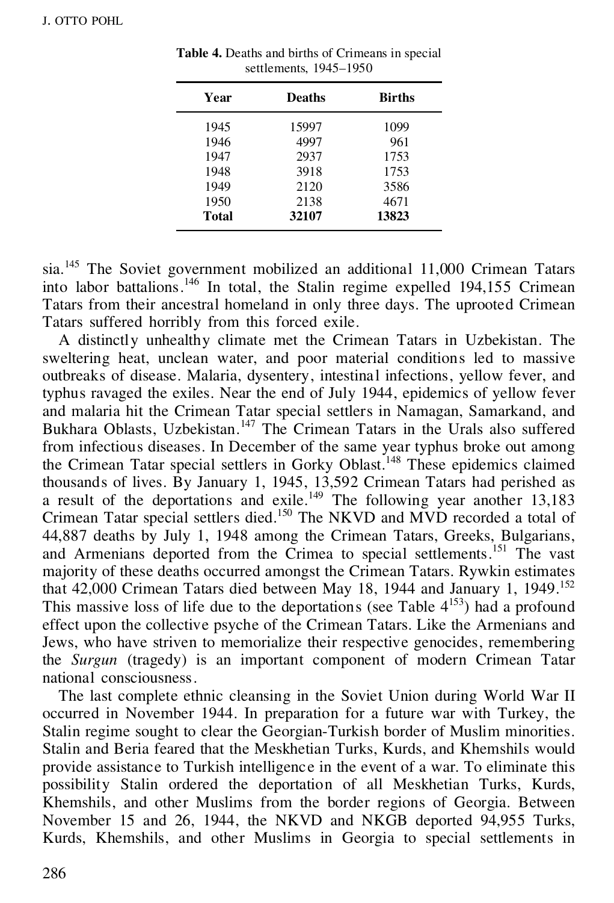**Table 4.** Deaths and births of Crimeans in special settlements, 1945–1950

| Year | Deaths | Births |
|---|---|---|
| 1945 | 15997 | 1099 |
| 1946 | 4997 | 961 |
| 1947 | 2937 | 1753 |
| 1948 | 3918 | 1753 |
| 1949 | 2120 | 3586 |
| 1950 | 2138 | 4671 |
| **Total** | **32107** | **13823** |

sia.[145] The Soviet government mobilized an additional 11,000 Crimean Tatars into labor battalions.[146] In total, the Stalin regime expelled 194,155 Crimean Tatars from their ancestral homeland in only three days. The uprooted Crimean Tatars suffered horribly from this forced exile.

A distinctly unhealthy climate met the Crimean Tatars in Uzbekistan. The sweltering heat, unclean water, and poor material conditions led to massive outbreaks of disease. Malaria, dysentery, intestinal infections, yellow fever, and typhus ravaged the exiles. Near the end of July 1944, epidemics of yellow fever and malaria hit the Crimean Tatar special settlers in Namagan, Samarkand, and Bukhara Oblasts, Uzbekistan.[147] The Crimean Tatars in the Urals also suffered from infectious diseases. In December of the same year typhus broke out among the Crimean Tatar special settlers in Gorky Oblast.[148] These epidemics claimed thousands of lives. By January 1, 1945, 13,592 Crimean Tatars had perished as a result of the deportations and exile.[149] The following year another 13,183 Crimean Tatar special settlers died.[150] The NKVD and MVD recorded a total of 44,887 deaths by July 1, 1948 among the Crimean Tatars, Greeks, Bulgarians, and Armenians deported from the Crimea to special settlements.[151] The vast majority of these deaths occurred amongst the Crimean Tatars. Rywkin estimates that 42,000 Crimean Tatars died between May 18, 1944 and January 1, 1949.[152] This massive loss of life due to the deportations (see Table 4[153]) had a profound effect upon the collective psyche of the Crimean Tatars. Like the Armenians and Jews, who have striven to memorialize their respective genocides, remembering the *Surgun* (tragedy) is an important component of modern Crimean Tatar national consciousness.

The last complete ethnic cleansing in the Soviet Union during World War II occurred in November 1944. In preparation for a future war with Turkey, the Stalin regime sought to clear the Georgian-Turkish border of Muslim minorities. Stalin and Beria feared that the Meskhetian Turks, Kurds, and Khemshils would provide assistance to Turkish intelligence in the event of a war. To eliminate this possibility Stalin ordered the deportation of all Meskhetian Turks, Kurds, Khemshils, and other Muslims from the border regions of Georgia. Between November 15 and 26, 1944, the NKVD and NKGB deported 94,955 Turks, Kurds, Khemshils, and other Muslims in Georgia to special settlements in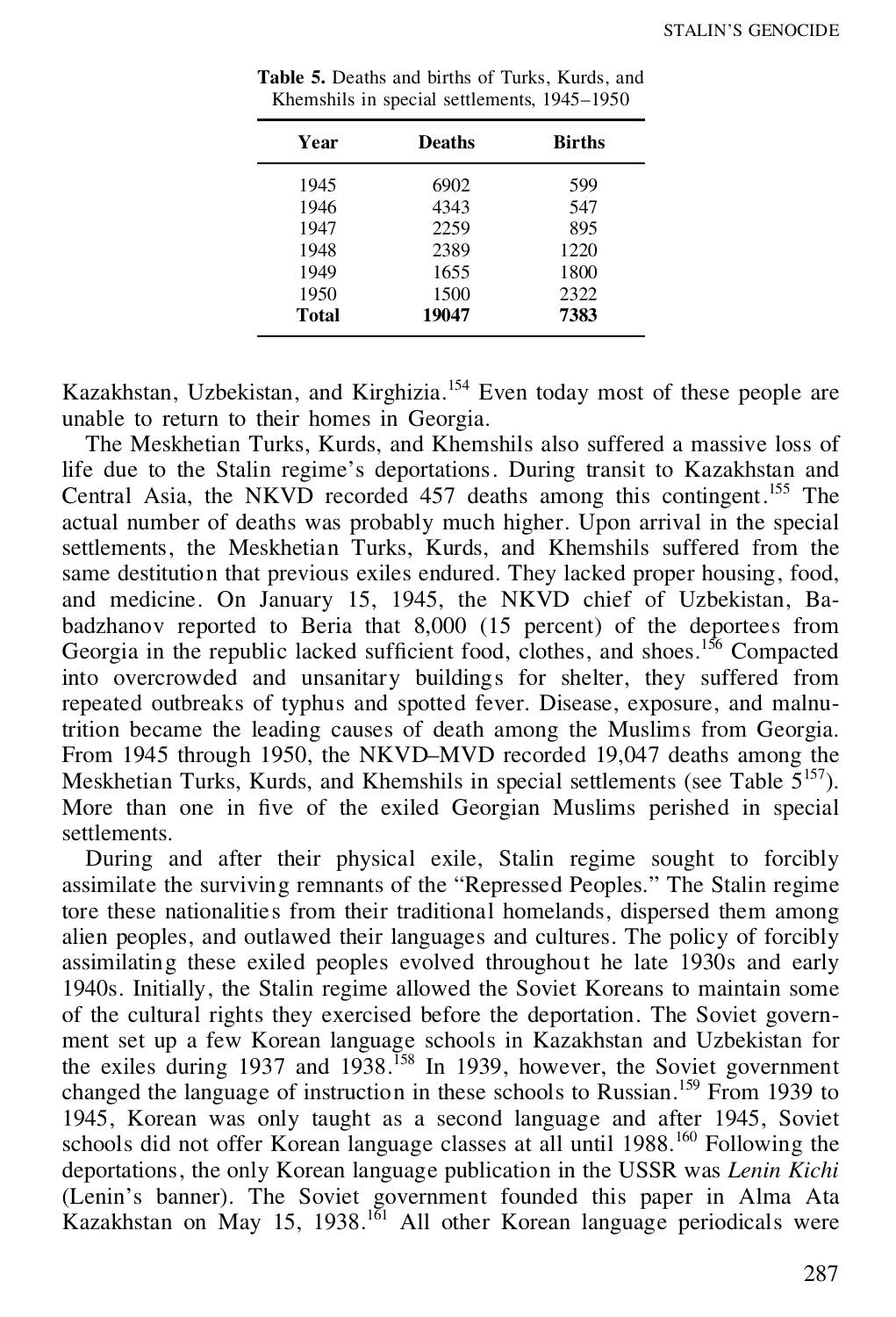**Table 5.** Deaths and births of Turks, Kurds, and Khemshils in special settlements, 1945–1950

| Year | Deaths | Births |
|---|---|---|
| 1945 | 6902 | 599 |
| 1946 | 4343 | 547 |
| 1947 | 2259 | 895 |
| 1948 | 2389 | 1220 |
| 1949 | 1655 | 1800 |
| 1950 | 1500 | 2322 |
| **Total** | **19047** | **7383** |

Kazakhstan, Uzbekistan, and Kirghizia.[154] Even today most of these people are unable to return to their homes in Georgia.

The Meskhetian Turks, Kurds, and Khemshils also suffered a massive loss of life due to the Stalin regime's deportations. During transit to Kazakhstan and Central Asia, the NKVD recorded 457 deaths among this contingent.[155] The actual number of deaths was probably much higher. Upon arrival in the special settlements, the Meskhetian Turks, Kurds, and Khemshils suffered from the same destitution that previous exiles endured. They lacked proper housing, food, and medicine. On January 15, 1945, the NKVD chief of Uzbekistan, Babadzhanov reported to Beria that 8,000 (15 percent) of the deportees from Georgia in the republic lacked sufficient food, clothes, and shoes.[156] Compacted into overcrowded and unsanitary buildings for shelter, they suffered from repeated outbreaks of typhus and spotted fever. Disease, exposure, and malnutrition became the leading causes of death among the Muslims from Georgia. From 1945 through 1950, the NKVD–MVD recorded 19,047 deaths among the Meskhetian Turks, Kurds, and Khemshils in special settlements (see Table 5[157]). More than one in five of the exiled Georgian Muslims perished in special settlements.

During and after their physical exile, Stalin regime sought to forcibly assimilate the surviving remnants of the "Repressed Peoples." The Stalin regime tore these nationalities from their traditional homelands, dispersed them among alien peoples, and outlawed their languages and cultures. The policy of forcibly assimilating these exiled peoples evolved throughout he late 1930s and early 1940s. Initially, the Stalin regime allowed the Soviet Koreans to maintain some of the cultural rights they exercised before the deportation. The Soviet government set up a few Korean language schools in Kazakhstan and Uzbekistan for the exiles during 1937 and 1938.[158] In 1939, however, the Soviet government changed the language of instruction in these schools to Russian.[159] From 1939 to 1945, Korean was only taught as a second language and after 1945, Soviet schools did not offer Korean language classes at all until 1988.[160] Following the deportations, the only Korean language publication in the USSR was *Lenin Kichi* (Lenin's banner). The Soviet government founded this paper in Alma Ata Kazakhstan on May 15, 1938.[161] All other Korean language periodicals were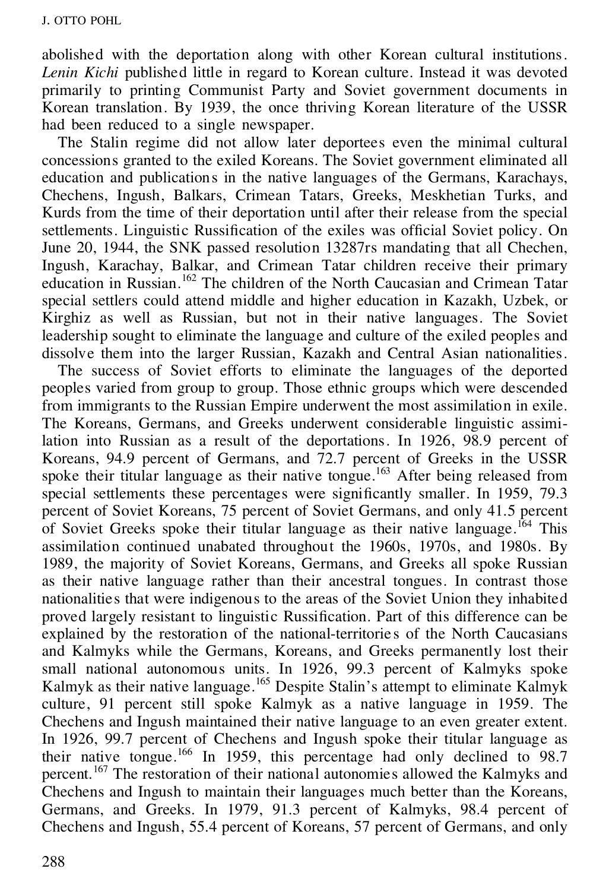abolished with the deportation along with other Korean cultural institutions. *Lenin Kichi* published little in regard to Korean culture. Instead it was devoted primarily to printing Communist Party and Soviet government documents in Korean translation. By 1939, the once thriving Korean literature of the USSR had been reduced to a single newspaper.

The Stalin regime did not allow later deportees even the minimal cultural concessions granted to the exiled Koreans. The Soviet government eliminated all education and publications in the native languages of the Germans, Karachays, Chechens, Ingush, Balkars, Crimean Tatars, Greeks, Meskhetian Turks, and Kurds from the time of their deportation until after their release from the special settlements. Linguistic Russification of the exiles was official Soviet policy. On June 20, 1944, the SNK passed resolution 13287rs mandating that all Chechen, Ingush, Karachay, Balkar, and Crimean Tatar children receive their primary education in Russian.[162] The children of the North Caucasian and Crimean Tatar special settlers could attend middle and higher education in Kazakh, Uzbek, or Kirghiz as well as Russian, but not in their native languages. The Soviet leadership sought to eliminate the language and culture of the exiled peoples and dissolve them into the larger Russian, Kazakh and Central Asian nationalities.

The success of Soviet efforts to eliminate the languages of the deported peoples varied from group to group. Those ethnic groups which were descended from immigrants to the Russian Empire underwent the most assimilation in exile. The Koreans, Germans, and Greeks underwent considerable linguistic assimilation into Russian as a result of the deportations. In 1926, 98.9 percent of Koreans, 94.9 percent of Germans, and 72.7 percent of Greeks in the USSR spoke their titular language as their native tongue.[163] After being released from special settlements these percentages were significantly smaller. In 1959, 79.3 percent of Soviet Koreans, 75 percent of Soviet Germans, and only 41.5 percent of Soviet Greeks spoke their titular language as their native language.[164] This assimilation continued unabated throughout the 1960s, 1970s, and 1980s. By 1989, the majority of Soviet Koreans, Germans, and Greeks all spoke Russian as their native language rather than their ancestral tongues. In contrast those nationalities that were indigenous to the areas of the Soviet Union they inhabited proved largely resistant to linguistic Russification. Part of this difference can be explained by the restoration of the national-territories of the North Caucasians and Kalmyks while the Germans, Koreans, and Greeks permanently lost their small national autonomous units. In 1926, 99.3 percent of Kalmyks spoke Kalmyk as their native language.[165] Despite Stalin's attempt to eliminate Kalmyk culture, 91 percent still spoke Kalmyk as a native language in 1959. The Chechens and Ingush maintained their native language to an even greater extent. In 1926, 99.7 percent of Chechens and Ingush spoke their titular language as their native tongue.[166] In 1959, this percentage had only declined to 98.7 percent.[167] The restoration of their national autonomies allowed the Kalmyks and Chechens and Ingush to maintain their languages much better than the Koreans, Germans, and Greeks. In 1979, 91.3 percent of Kalmyks, 98.4 percent of Chechens and Ingush, 55.4 percent of Koreans, 57 percent of Germans, and only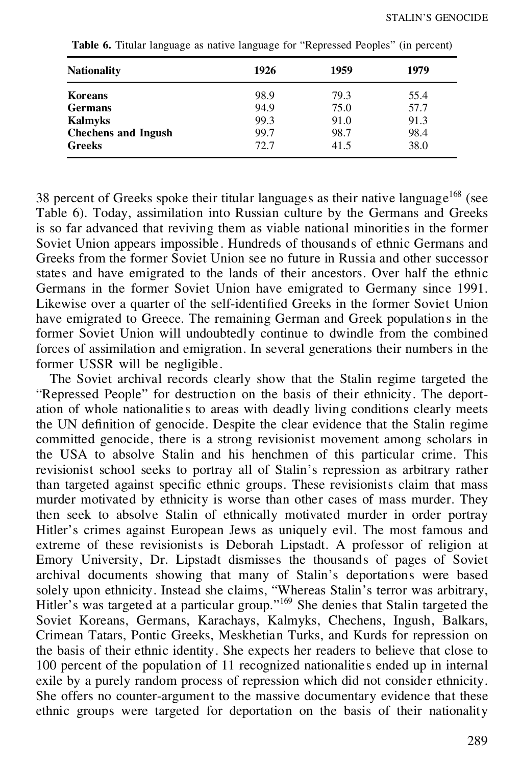**Table 6.** Titular language as native language for "Repressed Peoples" (in percent)

| Nationality | 1926 | 1959 | 1979 |
|---|---|---|---|
| **Koreans** | 98.9 | 79.3 | 55.4 |
| **Germans** | 94.9 | 75.0 | 57.7 |
| **Kalmyks** | 99.3 | 91.0 | 91.3 |
| **Chechens and Ingush** | 99.7 | 98.7 | 98.4 |
| **Greeks** | 72.7 | 41.5 | 38.0 |

38 percent of Greeks spoke their titular languages as their native language[168] (see Table 6). Today, assimilation into Russian culture by the Germans and Greeks is so far advanced that reviving them as viable national minorities in the former Soviet Union appears impossible. Hundreds of thousands of ethnic Germans and Greeks from the former Soviet Union see no future in Russia and other successor states and have emigrated to the lands of their ancestors. Over half the ethnic Germans in the former Soviet Union have emigrated to Germany since 1991. Likewise over a quarter of the self-identified Greeks in the former Soviet Union have emigrated to Greece. The remaining German and Greek populations in the former Soviet Union will undoubtedly continue to dwindle from the combined forces of assimilation and emigration. In several generations their numbers in the former USSR will be negligible.

The Soviet archival records clearly show that the Stalin regime targeted the "Repressed People" for destruction on the basis of their ethnicity. The deportation of whole nationalities to areas with deadly living conditions clearly meets the UN definition of genocide. Despite the clear evidence that the Stalin regime committed genocide, there is a strong revisionist movement among scholars in the USA to absolve Stalin and his henchmen of this particular crime. This revisionist school seeks to portray all of Stalin's repression as arbitrary rather than targeted against specific ethnic groups. These revisionists claim that mass murder motivated by ethnicity is worse than other cases of mass murder. They then seek to absolve Stalin of ethnically motivated murder in order portray Hitler's crimes against European Jews as uniquely evil. The most famous and extreme of these revisionists is Deborah Lipstadt. A professor of religion at Emory University, Dr. Lipstadt dismisses the thousands of pages of Soviet archival documents showing that many of Stalin's deportations were based solely upon ethnicity. Instead she claims, "Whereas Stalin's terror was arbitrary, Hitler's was targeted at a particular group."[169] She denies that Stalin targeted the Soviet Koreans, Germans, Karachays, Kalmyks, Chechens, Ingush, Balkars, Crimean Tatars, Pontic Greeks, Meskhetian Turks, and Kurds for repression on the basis of their ethnic identity. She expects her readers to believe that close to 100 percent of the population of 11 recognized nationalities ended up in internal exile by a purely random process of repression which did not consider ethnicity. She offers no counter-argument to the massive documentary evidence that these ethnic groups were targeted for deportation on the basis of their nationality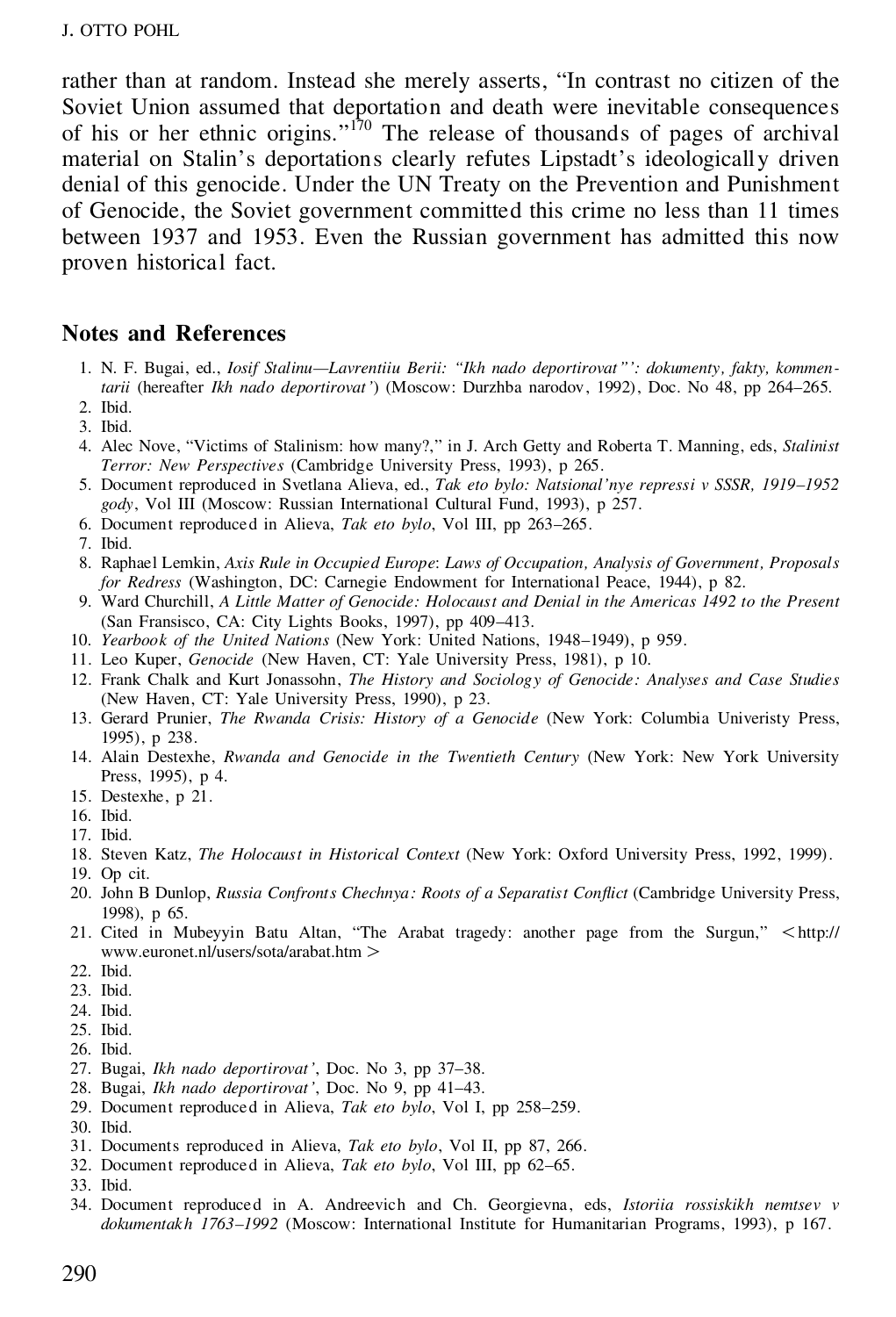rather than at random. Instead she merely asserts, “In contrast no citizen of the Soviet Union assumed that deportation and death were inevitable consequences of his or her ethnic origins.”[170] The release of thousands of pages of archival material on Stalin’s deportations clearly refutes Lipstadt’s ideologically driven denial of this genocide. Under the UN Treaty on the Prevention and Punishment of Genocide, the Soviet government committed this crime no less than 11 times between 1937 and 1953. Even the Russian government has admitted this now proven historical fact.

## Notes and References

1. N. F. Bugai, ed., *Iosif Stalinu—Lavrentiiu Berii: “Ikh nado deportirovat”’: dokumenty, fakty, kommentarii* (hereafter *Ikh nado deportirovat’*) (Moscow: Durzhba narodov, 1992), Doc. No 48, pp 264–265.
2. Ibid.
3. Ibid.
4. Alec Nove, “Victims of Stalinism: how many?,” in J. Arch Getty and Roberta T. Manning, eds, *Stalinist Terror: New Perspectives* (Cambridge University Press, 1993), p 265.
5. Document reproduced in Svetlana Alieva, ed., *Tak eto bylo: Natsional’nye repressi v SSSR, 1919–1952 gody*, Vol III (Moscow: Russian International Cultural Fund, 1993), p 257.
6. Document reproduced in Alieva, *Tak eto bylo*, Vol III, pp 263–265.
7. Ibid.
8. Raphael Lemkin, *Axis Rule in Occupied Europe*: *Laws of Occupation, Analysis of Government, Proposals for Redress* (Washington, DC: Carnegie Endowment for International Peace, 1944), p 82.
9. Ward Churchill, *A Little Matter of Genocide: Holocaust and Denial in the Americas 1492 to the Present* (San Fransisco, CA: City Lights Books, 1997), pp 409–413.
10. *Yearbook of the United Nations* (New York: United Nations, 1948–1949), p 959.
11. Leo Kuper, *Genocide* (New Haven, CT: Yale University Press, 1981), p 10.
12. Frank Chalk and Kurt Jonassohn, *The History and Sociology of Genocide: Analyses and Case Studies* (New Haven, CT: Yale University Press, 1990), p 23.
13. Gerard Prunier, *The Rwanda Crisis: History of a Genocide* (New York: Columbia Univeristy Press, 1995), p 238.
14. Alain Destexhe, *Rwanda and Genocide in the Twentieth Century* (New York: New York University Press, 1995), p 4.
15. Destexhe, p 21.
16. Ibid.
17. Ibid.
18. Steven Katz, *The Holocaust in Historical Context* (New York: Oxford University Press, 1992, 1999).
19. Op cit.
20. John B Dunlop, *Russia Confronts Chechnya: Roots of a Separatist Conflict* (Cambridge University Press, 1998), p 65.
21. Cited in Mubeyyin Batu Altan, “The Arabat tragedy: another page from the Surgun,” <http://www.euronet.nl/users/sota/arabat.htm>
22. Ibid.
23. Ibid.
24. Ibid.
25. Ibid.
26. Ibid.
27. Bugai, *Ikh nado deportirovat’*, Doc. No 3, pp 37–38.
28. Bugai, *Ikh nado deportirovat’*, Doc. No 9, pp 41–43.
29. Document reproduced in Alieva, *Tak eto bylo*, Vol I, pp 258–259.
30. Ibid.
31. Documents reproduced in Alieva, *Tak eto bylo*, Vol II, pp 87, 266.
32. Document reproduced in Alieva, *Tak eto bylo*, Vol III, pp 62–65.
33. Ibid.
34. Document reproduced in A. Andreevich and Ch. Georgievna, eds, *Istoriia rossiskikh nemtsev v dokumentakh 1763–1992* (Moscow: International Institute for Humanitarian Programs, 1993), p 167.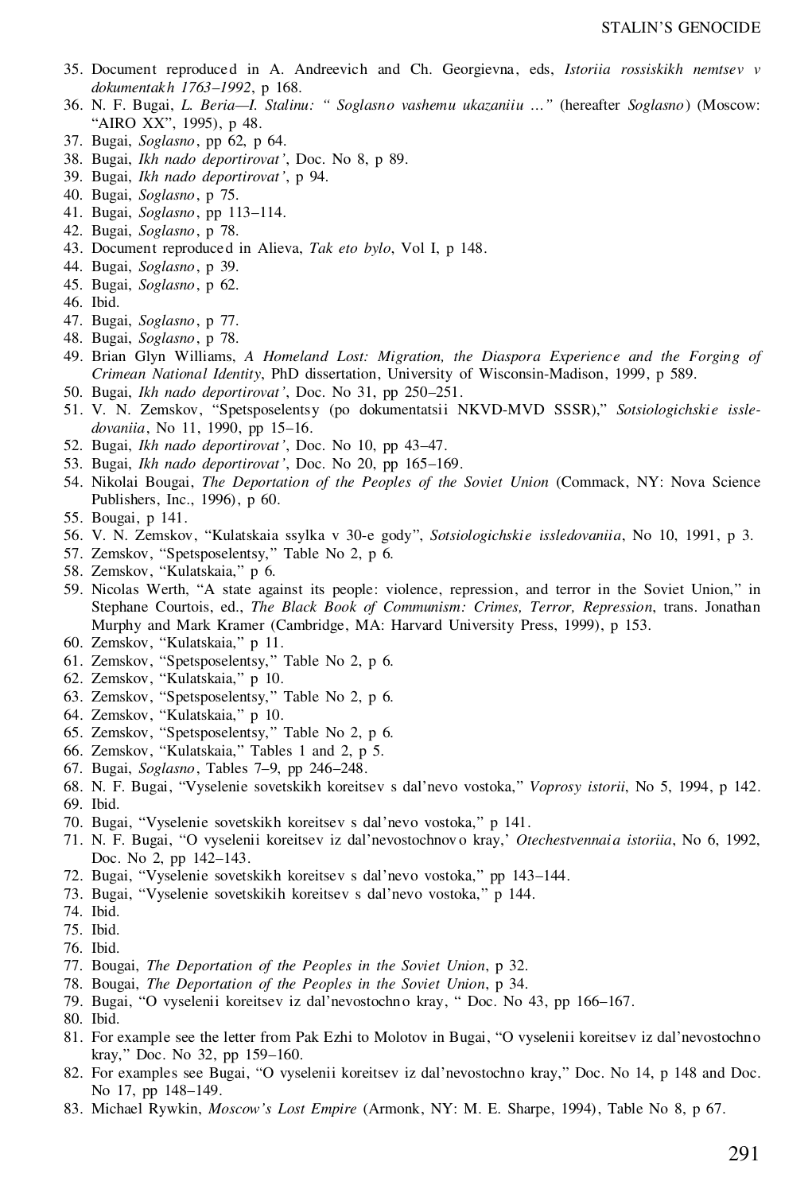35. Document reproduced in A. Andreevich and Ch. Georgievna, eds, *Istoriia rossiskikh nemtsev v dokumentakh 1763–1992*, p 168.
36. N. F. Bugai, *L. Beria—I. Stalinu: " Soglasno vashemu ukazaniiu ..."* (hereafter *Soglasno*) (Moscow: "AIRO XX", 1995), p 48.
37. Bugai, *Soglasno*, pp 62, p 64.
38. Bugai, *Ikh nado deportirovat'*, Doc. No 8, p 89.
39. Bugai, *Ikh nado deportirovat'*, p 94.
40. Bugai, *Soglasno*, p 75.
41. Bugai, *Soglasno*, pp 113–114.
42. Bugai, *Soglasno*, p 78.
43. Document reproduced in Alieva, *Tak eto bylo*, Vol I, p 148.
44. Bugai, *Soglasno*, p 39.
45. Bugai, *Soglasno*, p 62.
46. Ibid.
47. Bugai, *Soglasno*, p 77.
48. Bugai, *Soglasno*, p 78.
49. Brian Glyn Williams, *A Homeland Lost: Migration, the Diaspora Experience and the Forging of Crimean National Identity*, PhD dissertation, University of Wisconsin-Madison, 1999, p 589.
50. Bugai, *Ikh nado deportirovat'*, Doc. No 31, pp 250–251.
51. V. N. Zemskov, "Spetsposelentsy (po dokumentatsii NKVD-MVD SSSR)," *Sotsiologichskie issledovaniia*, No 11, 1990, pp 15–16.
52. Bugai, *Ikh nado deportirovat'*, Doc. No 10, pp 43–47.
53. Bugai, *Ikh nado deportirovat'*, Doc. No 20, pp 165–169.
54. Nikolai Bougai, *The Deportation of the Peoples of the Soviet Union* (Commack, NY: Nova Science Publishers, Inc., 1996), p 60.
55. Bougai, p 141.
56. V. N. Zemskov, "Kulatskaia ssylka v 30-e gody", *Sotsiologichskie issledovaniia*, No 10, 1991, p 3.
57. Zemskov, "Spetsposelentsy," Table No 2, p 6.
58. Zemskov, "Kulatskaia," p 6.
59. Nicolas Werth, "A state against its people: violence, repression, and terror in the Soviet Union," in Stephane Courtois, ed., *The Black Book of Communism: Crimes, Terror, Repression*, trans. Jonathan Murphy and Mark Kramer (Cambridge, MA: Harvard University Press, 1999), p 153.
60. Zemskov, "Kulatskaia," p 11.
61. Zemskov, "Spetsposelentsy," Table No 2, p 6.
62. Zemskov, "Kulatskaia," p 10.
63. Zemskov, "Spetsposelentsy," Table No 2, p 6.
64. Zemskov, "Kulatskaia," p 10.
65. Zemskov, "Spetsposelentsy," Table No 2, p 6.
66. Zemskov, "Kulatskaia," Tables 1 and 2, p 5.
67. Bugai, *Soglasno*, Tables 7–9, pp 246–248.
68. N. F. Bugai, "Vyselenie sovetskikh koreitsev s dal'nevo vostoka," *Voprosy istorii*, No 5, 1994, p 142.
69. Ibid.
70. Bugai, "Vyselenie sovetskikh koreitsev s dal'nevo vostoka," p 141.
71. N. F. Bugai, "O vyselenii koreitsev iz dal'nevostochnovo kray,' *Otechestvennaia istoriia*, No 6, 1992, Doc. No 2, pp 142–143.
72. Bugai, "Vyselenie sovetskikh koreitsev s dal'nevo vostoka," pp 143–144.
73. Bugai, "Vyselenie sovetskikih koreitsev s dal'nevo vostoka," p 144.
74. Ibid.
75. Ibid.
76. Ibid.
77. Bougai, *The Deportation of the Peoples in the Soviet Union*, p 32.
78. Bougai, *The Deportation of the Peoples in the Soviet Union*, p 34.
79. Bugai, "O vyselenii koreitsev iz dal'nevostochno kray, " Doc. No 43, pp 166–167.
80. Ibid.
81. For example see the letter from Pak Ezhi to Molotov in Bugai, "O vyselenii koreitsev iz dal'nevostochno kray," Doc. No 32, pp 159–160.
82. For examples see Bugai, "O vyselenii koreitsev iz dal'nevostochno kray," Doc. No 14, p 148 and Doc. No 17, pp 148–149.
83. Michael Rywkin, *Moscow's Lost Empire* (Armonk, NY: M. E. Sharpe, 1994), Table No 8, p 67.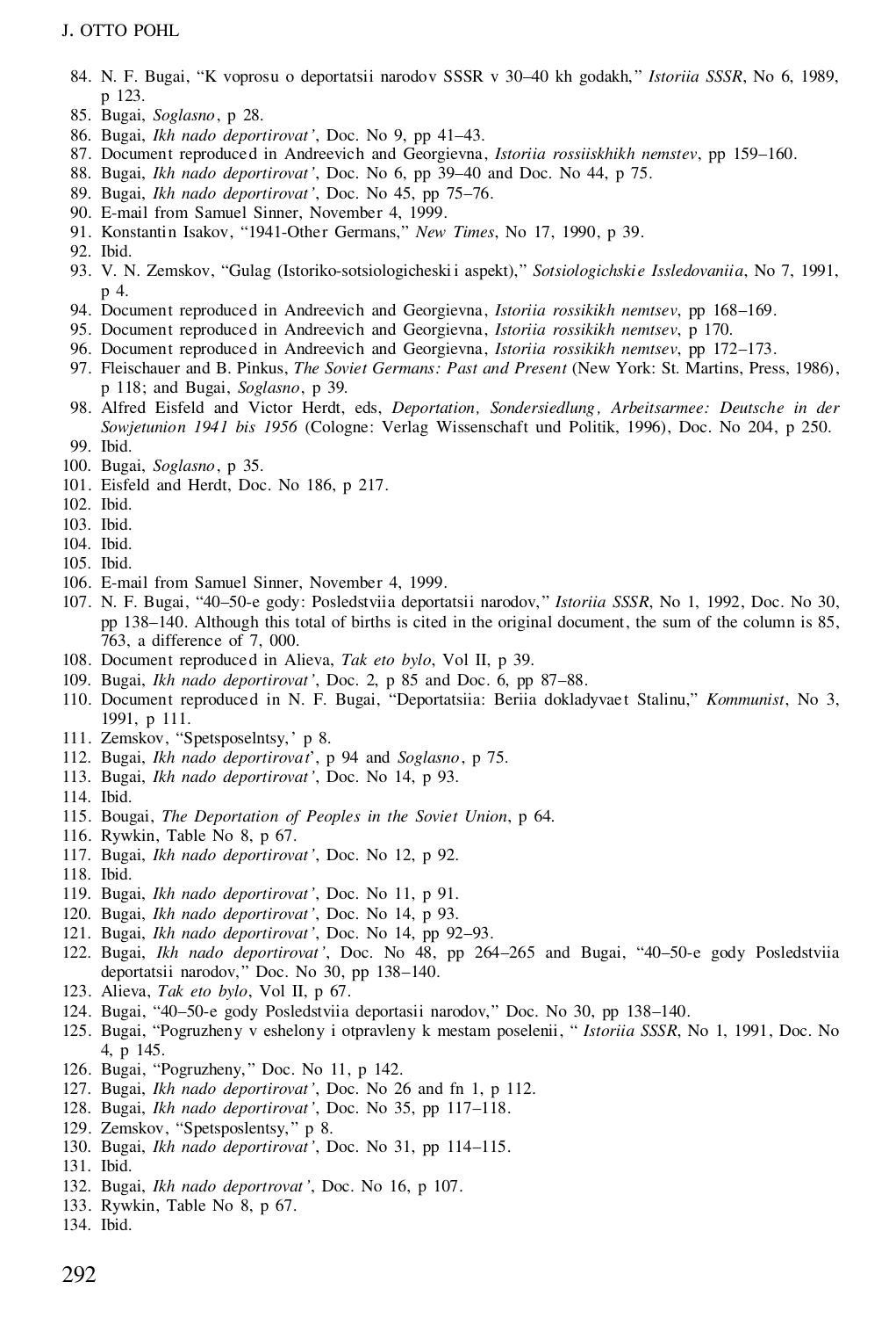84. N. F. Bugai, "K voprosu o deportatsii narodov SSSR v 30–40 kh godakh," *Istoriia SSSR*, No 6, 1989, p 123.
85. Bugai, *Soglasno*, p 28.
86. Bugai, *Ikh nado deportirovat'*, Doc. No 9, pp 41–43.
87. Document reproduced in Andreevich and Georgievna, *Istoriia rossiiskhikh nemstev*, pp 159–160.
88. Bugai, *Ikh nado deportirovat'*, Doc. No 6, pp 39–40 and Doc. No 44, p 75.
89. Bugai, *Ikh nado deportirovat'*, Doc. No 45, pp 75–76.
90. E-mail from Samuel Sinner, November 4, 1999.
91. Konstantin Isakov, "1941-Other Germans," *New Times*, No 17, 1990, p 39.
92. Ibid.
93. V. N. Zemskov, "Gulag (Istoriko-sotsiologicheskii aspekt)," *Sotsiologichskie Issledovaniia*, No 7, 1991, p 4.
94. Document reproduced in Andreevich and Georgievna, *Istoriia rossikikh nemtsev*, pp 168–169.
95. Document reproduced in Andreevich and Georgievna, *Istoriia rossikikh nemtsev*, p 170.
96. Document reproduced in Andreevich and Georgievna, *Istoriia rossikikh nemtsev*, pp 172–173.
97. Fleischauer and B. Pinkus, *The Soviet Germans: Past and Present* (New York: St. Martins, Press, 1986), p 118; and Bugai, *Soglasno*, p 39.
98. Alfred Eisfeld and Victor Herdt, eds, *Deportation, Sondersiedlung, Arbeitsarmee: Deutsche in der Sowjetunion 1941 bis 1956* (Cologne: Verlag Wissenschaft und Politik, 1996), Doc. No 204, p 250.
99. Ibid.
100. Bugai, *Soglasno*, p 35.
101. Eisfeld and Herdt, Doc. No 186, p 217.
102. Ibid.
103. Ibid.
104. Ibid.
105. Ibid.
106. E-mail from Samuel Sinner, November 4, 1999.
107. N. F. Bugai, "40–50-e gody: Posledstviia deportatsii narodov," *Istoriia SSSR*, No 1, 1992, Doc. No 30, pp 138–140. Although this total of births is cited in the original document, the sum of the column is 85, 763, a difference of 7, 000.
108. Document reproduced in Alieva, *Tak eto bylo*, Vol II, p 39.
109. Bugai, *Ikh nado deportirovat'*, Doc. 2, p 85 and Doc. 6, pp 87–88.
110. Document reproduced in N. F. Bugai, "Deportatsiia: Beriia dokladyvaet Stalinu," *Kommunist*, No 3, 1991, p 111.
111. Zemskov, "Spetsposelntsy,' p 8.
112. Bugai, *Ikh nado deportirovat*', p 94 and *Soglasno*, p 75.
113. Bugai, *Ikh nado deportirovat'*, Doc. No 14, p 93.
114. Ibid.
115. Bougai, *The Deportation of Peoples in the Soviet Union*, p 64.
116. Rywkin, Table No 8, p 67.
117. Bugai, *Ikh nado deportirovat'*, Doc. No 12, p 92.
118. Ibid.
119. Bugai, *Ikh nado deportirovat'*, Doc. No 11, p 91.
120. Bugai, *Ikh nado deportirovat'*, Doc. No 14, p 93.
121. Bugai, *Ikh nado deportirovat'*, Doc. No 14, pp 92–93.
122. Bugai, *Ikh nado deportirovat'*, Doc. No 48, pp 264–265 and Bugai, "40–50-e gody Posledstviia deportatsii narodov," Doc. No 30, pp 138–140.
123. Alieva, *Tak eto bylo*, Vol II, p 67.
124. Bugai, "40–50-e gody Posledstviia deportasii narodov," Doc. No 30, pp 138–140.
125. Bugai, "Pogruzheny v eshelony i otpravleny k mestam poselenii, " *Istoriia SSSR*, No 1, 1991, Doc. No 4, p 145.
126. Bugai, "Pogruzheny," Doc. No 11, p 142.
127. Bugai, *Ikh nado deportirovat'*, Doc. No 26 and fn 1, p 112.
128. Bugai, *Ikh nado deportirovat'*, Doc. No 35, pp 117–118.
129. Zemskov, "Spetsposlentsy," p 8.
130. Bugai, *Ikh nado deportirovat'*, Doc. No 31, pp 114–115.
131. Ibid.
132. Bugai, *Ikh nado deportrovat'*, Doc. No 16, p 107.
133. Rywkin, Table No 8, p 67.
134. Ibid.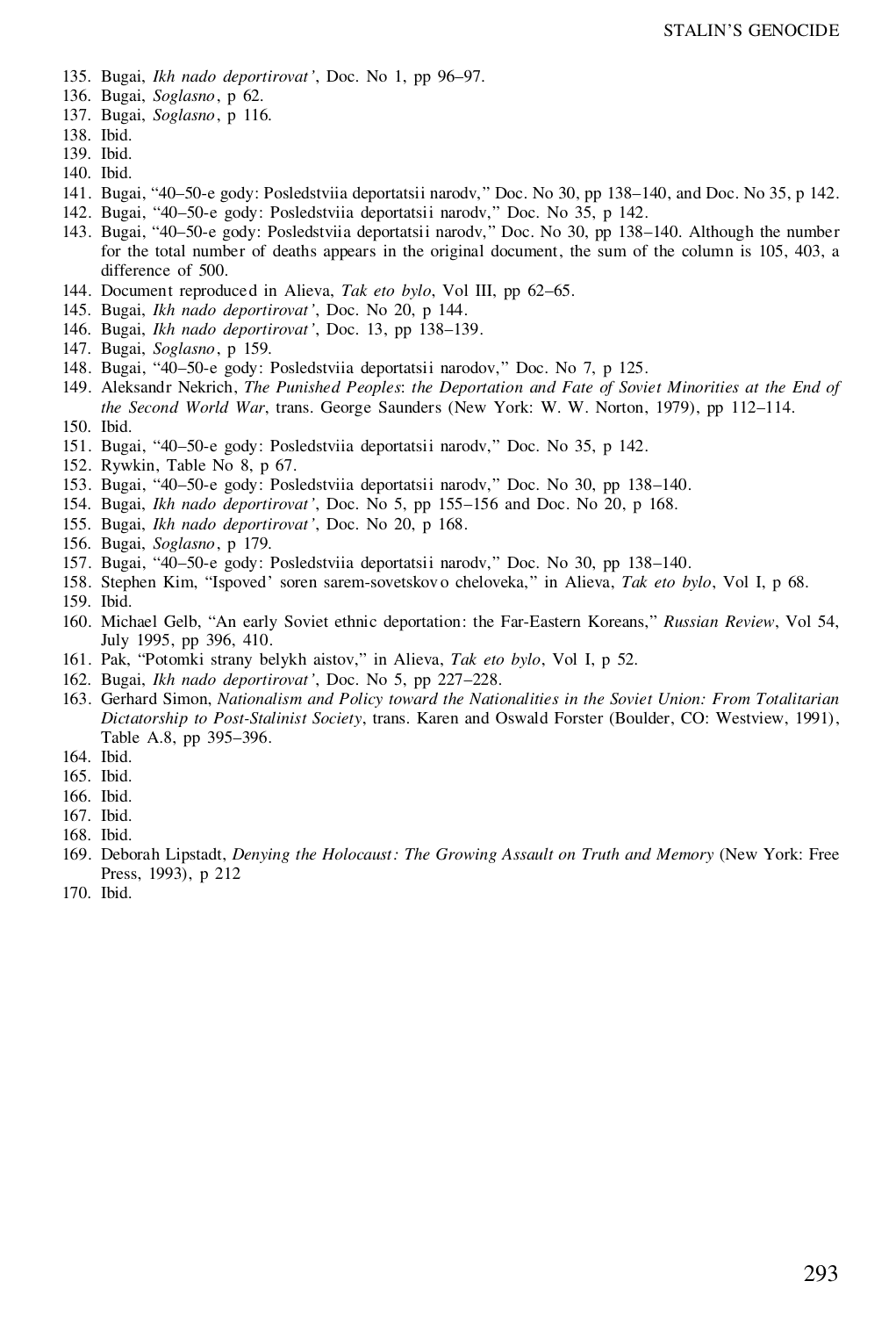135. Bugai, *Ikh nado deportirovat'*, Doc. No 1, pp 96–97.
136. Bugai, *Soglasno*, p 62.
137. Bugai, *Soglasno*, p 116.
138. Ibid.
139. Ibid.
140. Ibid.
141. Bugai, "40–50-e gody: Posledstviia deportatsii narodv," Doc. No 30, pp 138–140, and Doc. No 35, p 142.
142. Bugai, "40–50-e gody: Posledstviia deportatsii narodv," Doc. No 35, p 142.
143. Bugai, "40–50-e gody: Posledstviia deportatsii narodv," Doc. No 30, pp 138–140. Although the number for the total number of deaths appears in the original document, the sum of the column is 105, 403, a difference of 500.
144. Document reproduced in Alieva, *Tak eto bylo*, Vol III, pp 62–65.
145. Bugai, *Ikh nado deportirovat'*, Doc. No 20, p 144.
146. Bugai, *Ikh nado deportirovat'*, Doc. 13, pp 138–139.
147. Bugai, *Soglasno*, p 159.
148. Bugai, "40–50-e gody: Posledstviia deportatsii narodov," Doc. No 7, p 125.
149. Aleksandr Nekrich, *The Punished Peoples*: *the Deportation and Fate of Soviet Minorities at the End of the Second World War*, trans. George Saunders (New York: W. W. Norton, 1979), pp 112–114.
150. Ibid.
151. Bugai, "40–50-e gody: Posledstviia deportatsii narodv," Doc. No 35, p 142.
152. Rywkin, Table No 8, p 67.
153. Bugai, "40–50-e gody: Posledstviia deportatsii narodv," Doc. No 30, pp 138–140.
154. Bugai, *Ikh nado deportirovat'*, Doc. No 5, pp 155–156 and Doc. No 20, p 168.
155. Bugai, *Ikh nado deportirovat'*, Doc. No 20, p 168.
156. Bugai, *Soglasno*, p 179.
157. Bugai, "40–50-e gody: Posledstviia deportatsii narodv," Doc. No 30, pp 138–140.
158. Stephen Kim, "Ispoved' soren sarem-sovetskovo cheloveka," in Alieva, *Tak eto bylo*, Vol I, p 68.
159. Ibid.
160. Michael Gelb, "An early Soviet ethnic deportation: the Far-Eastern Koreans," *Russian Review*, Vol 54, July 1995, pp 396, 410.
161. Pak, "Potomki strany belykh aistov," in Alieva, *Tak eto bylo*, Vol I, p 52.
162. Bugai, *Ikh nado deportirovat'*, Doc. No 5, pp 227–228.
163. Gerhard Simon, *Nationalism and Policy toward the Nationalities in the Soviet Union: From Totalitarian Dictatorship to Post-Stalinist Society*, trans. Karen and Oswald Forster (Boulder, CO: Westview, 1991), Table A.8, pp 395–396.
164. Ibid.
165. Ibid.
166. Ibid.
167. Ibid.
168. Ibid.
169. Deborah Lipstadt, *Denying the Holocaust: The Growing Assault on Truth and Memory* (New York: Free Press, 1993), p 212
170. Ibid.